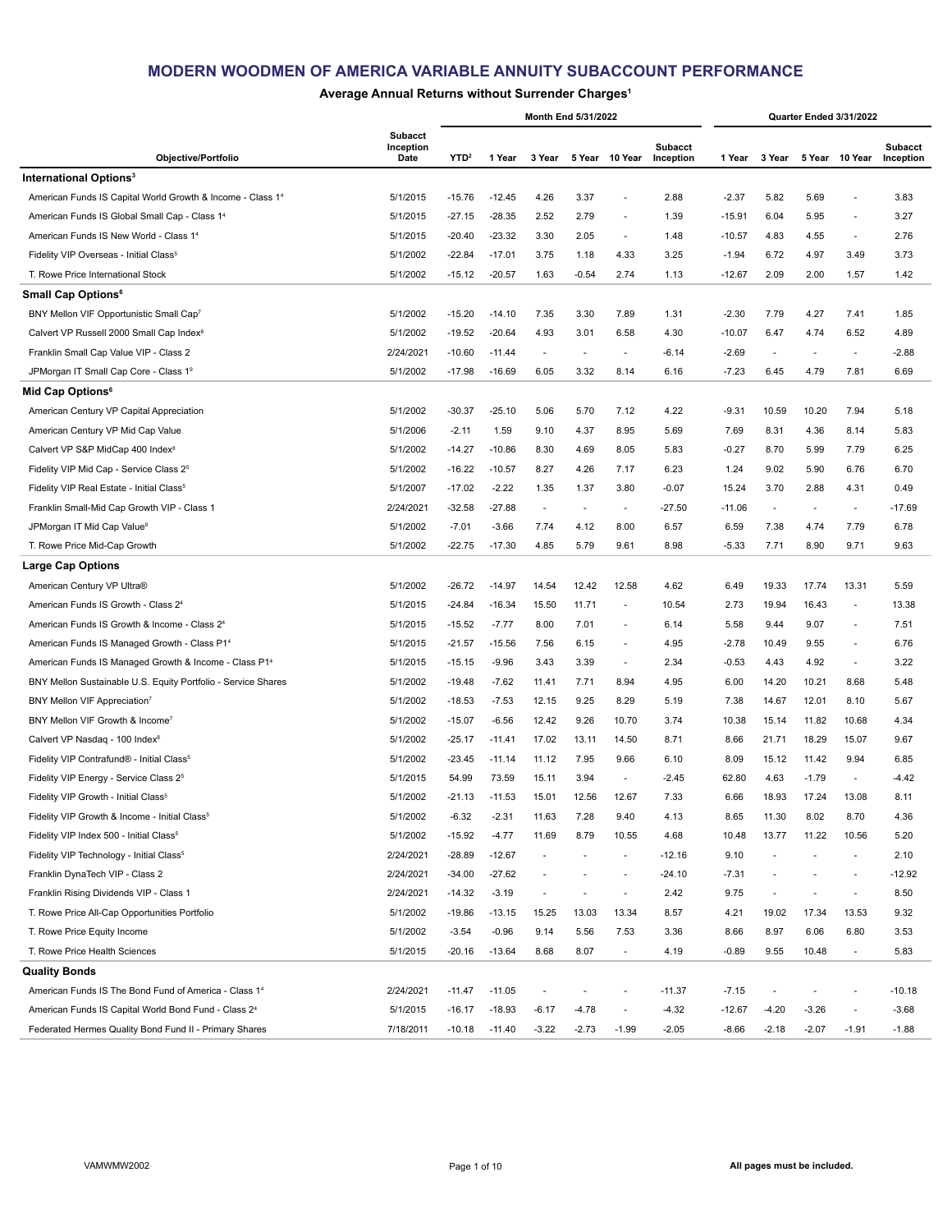# MODERN WOODMEN OF AMERICA VARIABLE ANNUITY SUBACCOUNT PERFORMANCE

## Average Annual Returns without Surrender Charges[1]

| Objective/Portfolio | Subacct Inception Date | Month End 5/31/2022 | | | | | | Quarter Ended 3/31/2022 | | | | |
|---|---|---|---|---|---|---|---|---|---|---|---|---|
| | | YTD[2] | 1 Year | 3 Year | 5 Year | 10 Year | Subacct Inception | 1 Year | 3 Year | 5 Year | 10 Year | Subacct Inception |
| **International Options[3]** | | | | | | | | | | | | |
| American Funds IS Capital World Growth & Income - Class 1[4] | 5/1/2015 | -15.76 | -12.45 | 4.26 | 3.37 | - | 2.88 | -2.37 | 5.82 | 5.69 | - | 3.83 |
| American Funds IS Global Small Cap - Class 1[4] | 5/1/2015 | -27.15 | -28.35 | 2.52 | 2.79 | - | 1.39 | -15.91 | 6.04 | 5.95 | - | 3.27 |
| American Funds IS New World - Class 1[4] | 5/1/2015 | -20.40 | -23.32 | 3.30 | 2.05 | - | 1.48 | -10.57 | 4.83 | 4.55 | - | 2.76 |
| Fidelity VIP Overseas - Initial Class[5] | 5/1/2002 | -22.84 | -17.01 | 3.75 | 1.18 | 4.33 | 3.25 | -1.94 | 6.72 | 4.97 | 3.49 | 3.73 |
| T. Rowe Price International Stock | 5/1/2002 | -15.12 | -20.57 | 1.63 | -0.54 | 2.74 | 1.13 | -12.67 | 2.09 | 2.00 | 1.57 | 1.42 |
| **Small Cap Options[6]** | | | | | | | | | | | | |
| BNY Mellon VIF Opportunistic Small Cap[7] | 5/1/2002 | -15.20 | -14.10 | 7.35 | 3.30 | 7.89 | 1.31 | -2.30 | 7.79 | 4.27 | 7.41 | 1.85 |
| Calvert VP Russell 2000 Small Cap Index[8] | 5/1/2002 | -19.52 | -20.64 | 4.93 | 3.01 | 6.58 | 4.30 | -10.07 | 6.47 | 4.74 | 6.52 | 4.89 |
| Franklin Small Cap Value VIP - Class 2 | 2/24/2021 | -10.60 | -11.44 | - | - | - | -6.14 | -2.69 | - | - | - | -2.88 |
| JPMorgan IT Small Cap Core - Class 1[9] | 5/1/2002 | -17.98 | -16.69 | 6.05 | 3.32 | 8.14 | 6.16 | -7.23 | 6.45 | 4.79 | 7.81 | 6.69 |
| **Mid Cap Options[6]** | | | | | | | | | | | | |
| American Century VP Capital Appreciation | 5/1/2002 | -30.37 | -25.10 | 5.06 | 5.70 | 7.12 | 4.22 | -9.31 | 10.59 | 10.20 | 7.94 | 5.18 |
| American Century VP Mid Cap Value | 5/1/2006 | -2.11 | 1.59 | 9.10 | 4.37 | 8.95 | 5.69 | 7.69 | 8.31 | 4.36 | 8.14 | 5.83 |
| Calvert VP S&P MidCap 400 Index[8] | 5/1/2002 | -14.27 | -10.86 | 8.30 | 4.69 | 8.05 | 5.83 | -0.27 | 8.70 | 5.99 | 7.79 | 6.25 |
| Fidelity VIP Mid Cap - Service Class 2[5] | 5/1/2002 | -16.22 | -10.57 | 8.27 | 4.26 | 7.17 | 6.23 | 1.24 | 9.02 | 5.90 | 6.76 | 6.70 |
| Fidelity VIP Real Estate - Initial Class[5] | 5/1/2007 | -17.02 | -2.22 | 1.35 | 1.37 | 3.80 | -0.07 | 15.24 | 3.70 | 2.88 | 4.31 | 0.49 |
| Franklin Small-Mid Cap Growth VIP - Class 1 | 2/24/2021 | -32.58 | -27.88 | - | - | - | -27.50 | -11.06 | - | - | - | -17.69 |
| JPMorgan IT Mid Cap Value[9] | 5/1/2002 | -7.01 | -3.66 | 7.74 | 4.12 | 8.00 | 6.57 | 6.59 | 7.38 | 4.74 | 7.79 | 6.78 |
| T. Rowe Price Mid-Cap Growth | 5/1/2002 | -22.75 | -17.30 | 4.85 | 5.79 | 9.61 | 8.98 | -5.33 | 7.71 | 8.90 | 9.71 | 9.63 |
| **Large Cap Options** | | | | | | | | | | | | |
| American Century VP Ultra® | 5/1/2002 | -26.72 | -14.97 | 14.54 | 12.42 | 12.58 | 4.62 | 6.49 | 19.33 | 17.74 | 13.31 | 5.59 |
| American Funds IS Growth - Class 2[4] | 5/1/2015 | -24.84 | -16.34 | 15.50 | 11.71 | - | 10.54 | 2.73 | 19.94 | 16.43 | - | 13.38 |
| American Funds IS Growth & Income - Class 2[4] | 5/1/2015 | -15.52 | -7.77 | 8.00 | 7.01 | - | 6.14 | 5.58 | 9.44 | 9.07 | - | 7.51 |
| American Funds IS Managed Growth - Class P1[4] | 5/1/2015 | -21.57 | -15.56 | 7.56 | 6.15 | - | 4.95 | -2.78 | 10.49 | 9.55 | - | 6.76 |
| American Funds IS Managed Growth & Income - Class P1[4] | 5/1/2015 | -15.15 | -9.96 | 3.43 | 3.39 | - | 2.34 | -0.53 | 4.43 | 4.92 | - | 3.22 |
| BNY Mellon Sustainable U.S. Equity Portfolio - Service Shares | 5/1/2002 | -19.48 | -7.62 | 11.41 | 7.71 | 8.94 | 4.95 | 6.00 | 14.20 | 10.21 | 8.68 | 5.48 |
| BNY Mellon VIF Appreciation[7] | 5/1/2002 | -18.53 | -7.53 | 12.15 | 9.25 | 8.29 | 5.19 | 7.38 | 14.67 | 12.01 | 8.10 | 5.67 |
| BNY Mellon VIF Growth & Income[7] | 5/1/2002 | -15.07 | -6.56 | 12.42 | 9.26 | 10.70 | 3.74 | 10.38 | 15.14 | 11.82 | 10.68 | 4.34 |
| Calvert VP Nasdaq - 100 Index[8] | 5/1/2002 | -25.17 | -11.41 | 17.02 | 13.11 | 14.50 | 8.71 | 8.66 | 21.71 | 18.29 | 15.07 | 9.67 |
| Fidelity VIP Contrafund® - Initial Class[5] | 5/1/2002 | -23.45 | -11.14 | 11.12 | 7.95 | 9.66 | 6.10 | 8.09 | 15.12 | 11.42 | 9.94 | 6.85 |
| Fidelity VIP Energy - Service Class 2[5] | 5/1/2015 | 54.99 | 73.59 | 15.11 | 3.94 | - | -2.45 | 62.80 | 4.63 | -1.79 | - | -4.42 |
| Fidelity VIP Growth - Initial Class[5] | 5/1/2002 | -21.13 | -11.53 | 15.01 | 12.56 | 12.67 | 7.33 | 6.66 | 18.93 | 17.24 | 13.08 | 8.11 |
| Fidelity VIP Growth & Income - Initial Class[5] | 5/1/2002 | -6.32 | -2.31 | 11.63 | 7.28 | 9.40 | 4.13 | 8.65 | 11.30 | 8.02 | 8.70 | 4.36 |
| Fidelity VIP Index 500 - Initial Class[5] | 5/1/2002 | -15.92 | -4.77 | 11.69 | 8.79 | 10.55 | 4.68 | 10.48 | 13.77 | 11.22 | 10.56 | 5.20 |
| Fidelity VIP Technology - Initial Class[5] | 2/24/2021 | -28.89 | -12.67 | - | - | - | -12.16 | 9.10 | - | - | - | 2.10 |
| Franklin DynaTech VIP - Class 2 | 2/24/2021 | -34.00 | -27.62 | - | - | - | -24.10 | -7.31 | - | - | - | -12.92 |
| Franklin Rising Dividends VIP - Class 1 | 2/24/2021 | -14.32 | -3.19 | - | - | - | 2.42 | 9.75 | - | - | - | 8.50 |
| T. Rowe Price All-Cap Opportunities Portfolio | 5/1/2002 | -19.86 | -13.15 | 15.25 | 13.03 | 13.34 | 8.57 | 4.21 | 19.02 | 17.34 | 13.53 | 9.32 |
| T. Rowe Price Equity Income | 5/1/2002 | -3.54 | -0.96 | 9.14 | 5.56 | 7.53 | 3.36 | 8.66 | 8.97 | 6.06 | 6.80 | 3.53 |
| T. Rowe Price Health Sciences | 5/1/2015 | -20.16 | -13.64 | 8.68 | 8.07 | - | 4.19 | -0.89 | 9.55 | 10.48 | - | 5.83 |
| **Quality Bonds** | | | | | | | | | | | | |
| American Funds IS The Bond Fund of America - Class 1[4] | 2/24/2021 | -11.47 | -11.05 | - | - | - | -11.37 | -7.15 | - | - | - | -10.18 |
| American Funds IS Capital World Bond Fund - Class 2[4] | 5/1/2015 | -16.17 | -18.93 | -6.17 | -4.78 | - | -4.32 | -12.67 | -4.20 | -3.26 | - | -3.68 |
| Federated Hermes Quality Bond Fund II - Primary Shares | 7/18/2011 | -10.18 | -11.40 | -3.22 | -2.73 | -1.99 | -2.05 | -8.66 | -2.18 | -2.07 | -1.91 | -1.88 |

VAMWMW2002

All pages must be included.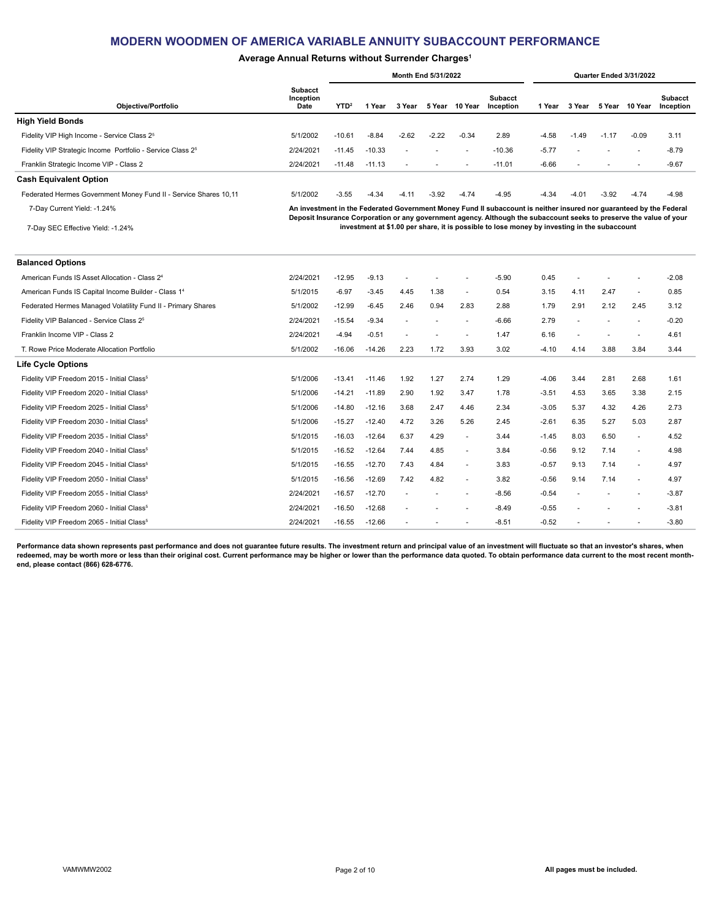# MODERN WOODMEN OF AMERICA VARIABLE ANNUITY SUBACCOUNT PERFORMANCE

**Average Annual Returns without Surrender Charges[1]**

| | | Month End 5/31/2022 | | | | | | Quarter Ended 3/31/2022 | | | | |
|---|---|---|---|---|---|---|---|---|---|---|---|---|
| **Objective/Portfolio** | **Subacct Inception Date** | **YTD[2]** | **1 Year** | **3 Year** | **5 Year** | **10 Year** | **Subacct Inception** | **1 Year** | **3 Year** | **5 Year** | **10 Year** | **Subacct Inception** |
| **High Yield Bonds** | | | | | | | | | | | | |
| Fidelity VIP High Income - Service Class 2[5] | 5/1/2002 | -10.61 | -8.84 | -2.62 | -2.22 | -0.34 | 2.89 | -4.58 | -1.49 | -1.17 | -0.09 | 3.11 |
| Fidelity VIP Strategic Income Portfolio - Service Class 2[5] | 2/24/2021 | -11.45 | -10.33 | - | - | - | -10.36 | -5.77 | - | - | - | -8.79 |
| Franklin Strategic Income VIP - Class 2 | 2/24/2021 | -11.48 | -11.13 | - | - | - | -11.01 | -6.66 | - | - | - | -9.67 |
| **Cash Equivalent Option** | | | | | | | | | | | | |
| Federated Hermes Government Money Fund II - Service Shares 10,11 | 5/1/2002 | -3.55 | -4.34 | -4.11 | -3.92 | -4.74 | -4.95 | -4.34 | -4.01 | -3.92 | -4.74 | -4.98 |
| 7-Day Current Yield: -1.24% | | | | | | | | | | | | |
| 7-Day SEC Effective Yield: -1.24% | | | | | | | | | | | | |
| **Balanced Options** | | | | | | | | | | | | |
| American Funds IS Asset Allocation - Class 2[4] | 2/24/2021 | -12.95 | -9.13 | - | - | - | -5.90 | 0.45 | - | - | - | -2.08 |
| American Funds IS Capital Income Builder - Class 1[4] | 5/1/2015 | -6.97 | -3.45 | 4.45 | 1.38 | - | 0.54 | 3.15 | 4.11 | 2.47 | - | 0.85 |
| Federated Hermes Managed Volatility Fund II - Primary Shares | 5/1/2002 | -12.99 | -6.45 | 2.46 | 0.94 | 2.83 | 2.88 | 1.79 | 2.91 | 2.12 | 2.45 | 3.12 |
| Fidelity VIP Balanced - Service Class 2[5] | 2/24/2021 | -15.54 | -9.34 | - | - | - | -6.66 | 2.79 | - | - | - | -0.20 |
| Franklin Income VIP - Class 2 | 2/24/2021 | -4.94 | -0.51 | - | - | - | 1.47 | 6.16 | - | - | - | 4.61 |
| T. Rowe Price Moderate Allocation Portfolio | 5/1/2002 | -16.06 | -14.26 | 2.23 | 1.72 | 3.93 | 3.02 | -4.10 | 4.14 | 3.88 | 3.84 | 3.44 |
| **Life Cycle Options** | | | | | | | | | | | | |
| Fidelity VIP Freedom 2015 - Initial Class[5] | 5/1/2006 | -13.41 | -11.46 | 1.92 | 1.27 | 2.74 | 1.29 | -4.06 | 3.44 | 2.81 | 2.68 | 1.61 |
| Fidelity VIP Freedom 2020 - Initial Class[5] | 5/1/2006 | -14.21 | -11.89 | 2.90 | 1.92 | 3.47 | 1.78 | -3.51 | 4.53 | 3.65 | 3.38 | 2.15 |
| Fidelity VIP Freedom 2025 - Initial Class[5] | 5/1/2006 | -14.80 | -12.16 | 3.68 | 2.47 | 4.46 | 2.34 | -3.05 | 5.37 | 4.32 | 4.26 | 2.73 |
| Fidelity VIP Freedom 2030 - Initial Class[5] | 5/1/2006 | -15.27 | -12.40 | 4.72 | 3.26 | 5.26 | 2.45 | -2.61 | 6.35 | 5.27 | 5.03 | 2.87 |
| Fidelity VIP Freedom 2035 - Initial Class[5] | 5/1/2015 | -16.03 | -12.64 | 6.37 | 4.29 | - | 3.44 | -1.45 | 8.03 | 6.50 | - | 4.52 |
| Fidelity VIP Freedom 2040 - Initial Class[5] | 5/1/2015 | -16.52 | -12.64 | 7.44 | 4.85 | - | 3.84 | -0.56 | 9.12 | 7.14 | - | 4.98 |
| Fidelity VIP Freedom 2045 - Initial Class[5] | 5/1/2015 | -16.55 | -12.70 | 7.43 | 4.84 | - | 3.83 | -0.57 | 9.13 | 7.14 | - | 4.97 |
| Fidelity VIP Freedom 2050 - Initial Class[5] | 5/1/2015 | -16.56 | -12.69 | 7.42 | 4.82 | - | 3.82 | -0.56 | 9.14 | 7.14 | - | 4.97 |
| Fidelity VIP Freedom 2055 - Initial Class[5] | 2/24/2021 | -16.57 | -12.70 | - | - | - | -8.56 | -0.54 | - | - | - | -3.87 |
| Fidelity VIP Freedom 2060 - Initial Class[5] | 2/24/2021 | -16.50 | -12.68 | - | - | - | -8.49 | -0.55 | - | - | - | -3.81 |
| Fidelity VIP Freedom 2065 - Initial Class[5] | 2/24/2021 | -16.55 | -12.66 | - | - | - | -8.51 | -0.52 | - | - | - | -3.80 |

**An investment in the Federated Government Money Fund II subaccount is neither insured nor guaranteed by the Federal Deposit Insurance Corporation or any government agency. Although the subaccount seeks to preserve the value of your investment at $1.00 per share, it is possible to lose money by investing in the subaccount**

**Performance data shown represents past performance and does not guarantee future results. The investment return and principal value of an investment will fluctuate so that an investor's shares, when redeemed, may be worth more or less than their original cost. Current performance may be higher or lower than the performance data quoted. To obtain performance data current to the most recent month-end, please contact (866) 628-6776.**

VAMWMW2002

**All pages must be included.**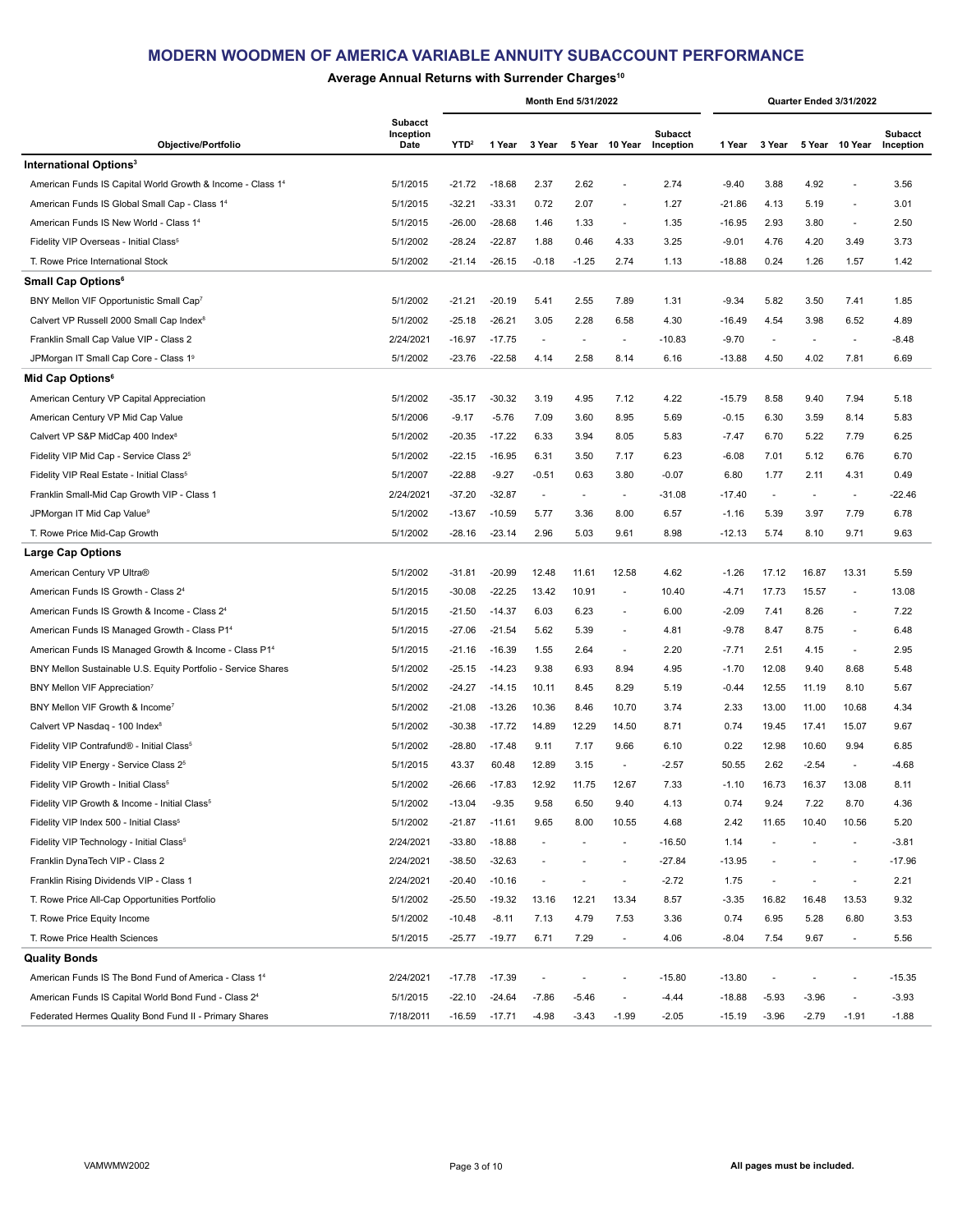# MODERN WOODMEN OF AMERICA VARIABLE ANNUITY SUBACCOUNT PERFORMANCE

### Average Annual Returns with Surrender Charges[10]

| Objective/Portfolio | Subacct Inception Date | Month End 5/31/2022 | | | | | | Quarter Ended 3/31/2022 | | | | |
|---|---|---|---|---|---|---|---|---|---|---|---|---|
| | | YTD[2] | 1 Year | 3 Year | 5 Year | 10 Year | Subacct Inception | 1 Year | 3 Year | 5 Year | 10 Year | Subacct Inception |
| **International Options[3]** | | | | | | | | | | | | |
| American Funds IS Capital World Growth & Income - Class 1[4] | 5/1/2015 | -21.72 | -18.68 | 2.37 | 2.62 | - | 2.74 | -9.40 | 3.88 | 4.92 | - | 3.56 |
| American Funds IS Global Small Cap - Class 1[4] | 5/1/2015 | -32.21 | -33.31 | 0.72 | 2.07 | - | 1.27 | -21.86 | 4.13 | 5.19 | - | 3.01 |
| American Funds IS New World - Class 1[4] | 5/1/2015 | -26.00 | -28.68 | 1.46 | 1.33 | - | 1.35 | -16.95 | 2.93 | 3.80 | - | 2.50 |
| Fidelity VIP Overseas - Initial Class[5] | 5/1/2002 | -28.24 | -22.87 | 1.88 | 0.46 | 4.33 | 3.25 | -9.01 | 4.76 | 4.20 | 3.49 | 3.73 |
| T. Rowe Price International Stock | 5/1/2002 | -21.14 | -26.15 | -0.18 | -1.25 | 2.74 | 1.13 | -18.88 | 0.24 | 1.26 | 1.57 | 1.42 |
| **Small Cap Options[6]** | | | | | | | | | | | | |
| BNY Mellon VIF Opportunistic Small Cap[7] | 5/1/2002 | -21.21 | -20.19 | 5.41 | 2.55 | 7.89 | 1.31 | -9.34 | 5.82 | 3.50 | 7.41 | 1.85 |
| Calvert VP Russell 2000 Small Cap Index[8] | 5/1/2002 | -25.18 | -26.21 | 3.05 | 2.28 | 6.58 | 4.30 | -16.49 | 4.54 | 3.98 | 6.52 | 4.89 |
| Franklin Small Cap Value VIP - Class 2 | 2/24/2021 | -16.97 | -17.75 | - | - | - | -10.83 | -9.70 | - | - | - | -8.48 |
| JPMorgan IT Small Cap Core - Class 1[9] | 5/1/2002 | -23.76 | -22.58 | 4.14 | 2.58 | 8.14 | 6.16 | -13.88 | 4.50 | 4.02 | 7.81 | 6.69 |
| **Mid Cap Options[6]** | | | | | | | | | | | | |
| American Century VP Capital Appreciation | 5/1/2002 | -35.17 | -30.32 | 3.19 | 4.95 | 7.12 | 4.22 | -15.79 | 8.58 | 9.40 | 7.94 | 5.18 |
| American Century VP Mid Cap Value | 5/1/2006 | -9.17 | -5.76 | 7.09 | 3.60 | 8.95 | 5.69 | -0.15 | 6.30 | 3.59 | 8.14 | 5.83 |
| Calvert VP S&P MidCap 400 Index[8] | 5/1/2002 | -20.35 | -17.22 | 6.33 | 3.94 | 8.05 | 5.83 | -7.47 | 6.70 | 5.22 | 7.79 | 6.25 |
| Fidelity VIP Mid Cap - Service Class 2[5] | 5/1/2002 | -22.15 | -16.95 | 6.31 | 3.50 | 7.17 | 6.23 | -6.08 | 7.01 | 5.12 | 6.76 | 6.70 |
| Fidelity VIP Real Estate - Initial Class[5] | 5/1/2007 | -22.88 | -9.27 | -0.51 | 0.63 | 3.80 | -0.07 | 6.80 | 1.77 | 2.11 | 4.31 | 0.49 |
| Franklin Small-Mid Cap Growth VIP - Class 1 | 2/24/2021 | -37.20 | -32.87 | - | - | - | -31.08 | -17.40 | - | - | - | -22.46 |
| JPMorgan IT Mid Cap Value[9] | 5/1/2002 | -13.67 | -10.59 | 5.77 | 3.36 | 8.00 | 6.57 | -1.16 | 5.39 | 3.97 | 7.79 | 6.78 |
| T. Rowe Price Mid-Cap Growth | 5/1/2002 | -28.16 | -23.14 | 2.96 | 5.03 | 9.61 | 8.98 | -12.13 | 5.74 | 8.10 | 9.71 | 9.63 |
| **Large Cap Options** | | | | | | | | | | | | |
| American Century VP Ultra® | 5/1/2002 | -31.81 | -20.99 | 12.48 | 11.61 | 12.58 | 4.62 | -1.26 | 17.12 | 16.87 | 13.31 | 5.59 |
| American Funds IS Growth - Class 2[4] | 5/1/2015 | -30.08 | -22.25 | 13.42 | 10.91 | - | 10.40 | -4.71 | 17.73 | 15.57 | - | 13.08 |
| American Funds IS Growth & Income - Class 2[4] | 5/1/2015 | -21.50 | -14.37 | 6.03 | 6.23 | - | 6.00 | -2.09 | 7.41 | 8.26 | - | 7.22 |
| American Funds IS Managed Growth - Class P1[4] | 5/1/2015 | -27.06 | -21.54 | 5.62 | 5.39 | - | 4.81 | -9.78 | 8.47 | 8.75 | - | 6.48 |
| American Funds IS Managed Growth & Income - Class P1[4] | 5/1/2015 | -21.16 | -16.39 | 1.55 | 2.64 | - | 2.20 | -7.71 | 2.51 | 4.15 | - | 2.95 |
| BNY Mellon Sustainable U.S. Equity Portfolio - Service Shares | 5/1/2002 | -25.15 | -14.23 | 9.38 | 6.93 | 8.94 | 4.95 | -1.70 | 12.08 | 9.40 | 8.68 | 5.48 |
| BNY Mellon VIF Appreciation[7] | 5/1/2002 | -24.27 | -14.15 | 10.11 | 8.45 | 8.29 | 5.19 | -0.44 | 12.55 | 11.19 | 8.10 | 5.67 |
| BNY Mellon VIF Growth & Income[7] | 5/1/2002 | -21.08 | -13.26 | 10.36 | 8.46 | 10.70 | 3.74 | 2.33 | 13.00 | 11.00 | 10.68 | 4.34 |
| Calvert VP Nasdaq - 100 Index[8] | 5/1/2002 | -30.38 | -17.72 | 14.89 | 12.29 | 14.50 | 8.71 | 0.74 | 19.45 | 17.41 | 15.07 | 9.67 |
| Fidelity VIP Contrafund® - Initial Class[5] | 5/1/2002 | -28.80 | -17.48 | 9.11 | 7.17 | 9.66 | 6.10 | 0.22 | 12.98 | 10.60 | 9.94 | 6.85 |
| Fidelity VIP Energy - Service Class 2[5] | 5/1/2015 | 43.37 | 60.48 | 12.89 | 3.15 | - | -2.57 | 50.55 | 2.62 | -2.54 | - | -4.68 |
| Fidelity VIP Growth - Initial Class[5] | 5/1/2002 | -26.66 | -17.83 | 12.92 | 11.75 | 12.67 | 7.33 | -1.10 | 16.73 | 16.37 | 13.08 | 8.11 |
| Fidelity VIP Growth & Income - Initial Class[5] | 5/1/2002 | -13.04 | -9.35 | 9.58 | 6.50 | 9.40 | 4.13 | 0.74 | 9.24 | 7.22 | 8.70 | 4.36 |
| Fidelity VIP Index 500 - Initial Class[5] | 5/1/2002 | -21.87 | -11.61 | 9.65 | 8.00 | 10.55 | 4.68 | 2.42 | 11.65 | 10.40 | 10.56 | 5.20 |
| Fidelity VIP Technology - Initial Class[5] | 2/24/2021 | -33.80 | -18.88 | - | - | - | -16.50 | 1.14 | - | - | - | -3.81 |
| Franklin DynaTech VIP - Class 2 | 2/24/2021 | -38.50 | -32.63 | - | - | - | -27.84 | -13.95 | - | - | - | -17.96 |
| Franklin Rising Dividends VIP - Class 1 | 2/24/2021 | -20.40 | -10.16 | - | - | - | -2.72 | 1.75 | - | - | - | 2.21 |
| T. Rowe Price All-Cap Opportunities Portfolio | 5/1/2002 | -25.50 | -19.32 | 13.16 | 12.21 | 13.34 | 8.57 | -3.35 | 16.82 | 16.48 | 13.53 | 9.32 |
| T. Rowe Price Equity Income | 5/1/2002 | -10.48 | -8.11 | 7.13 | 4.79 | 7.53 | 3.36 | 0.74 | 6.95 | 5.28 | 6.80 | 3.53 |
| T. Rowe Price Health Sciences | 5/1/2015 | -25.77 | -19.77 | 6.71 | 7.29 | - | 4.06 | -8.04 | 7.54 | 9.67 | - | 5.56 |
| **Quality Bonds** | | | | | | | | | | | | |
| American Funds IS The Bond Fund of America - Class 1[4] | 2/24/2021 | -17.78 | -17.39 | - | - | - | -15.80 | -13.80 | - | - | - | -15.35 |
| American Funds IS Capital World Bond Fund - Class 2[4] | 5/1/2015 | -22.10 | -24.64 | -7.86 | -5.46 | - | -4.44 | -18.88 | -5.93 | -3.96 | - | -3.93 |
| Federated Hermes Quality Bond Fund II - Primary Shares | 7/18/2011 | -16.59 | -17.71 | -4.98 | -3.43 | -1.99 | -2.05 | -15.19 | -3.96 | -2.79 | -1.91 | -1.88 |

VAMWMW2002

All pages must be included.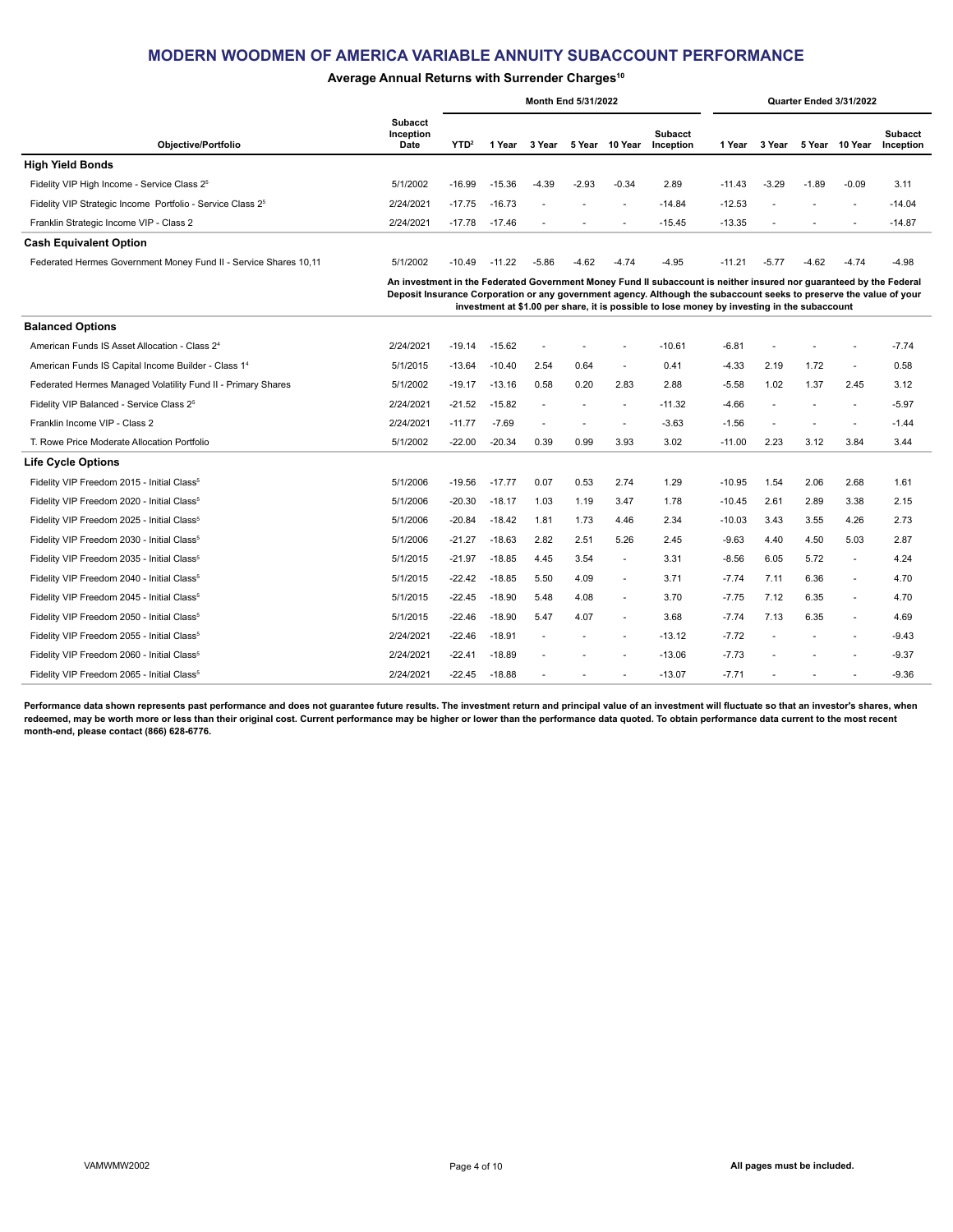# MODERN WOODMEN OF AMERICA VARIABLE ANNUITY SUBACCOUNT PERFORMANCE

## Average Annual Returns with Surrender Charges[10]

| Objective/Portfolio | Subacct Inception Date | Month End 5/31/2022 YTD[2] | 1 Year | 3 Year | 5 Year | 10 Year | Subacct Inception | Quarter Ended 3/31/2022 1 Year | 3 Year | 5 Year | 10 Year | Subacct Inception |
|---|---|---|---|---|---|---|---|---|---|---|---|---|
| **High Yield Bonds** | | | | | | | | | | | | |
| Fidelity VIP High Income - Service Class 2[5] | 5/1/2002 | -16.99 | -15.36 | -4.39 | -2.93 | -0.34 | 2.89 | -11.43 | -3.29 | -1.89 | -0.09 | 3.11 |
| Fidelity VIP Strategic Income Portfolio - Service Class 2[5] | 2/24/2021 | -17.75 | -16.73 | - | - | - | -14.84 | -12.53 | - | - | - | -14.04 |
| Franklin Strategic Income VIP - Class 2 | 2/24/2021 | -17.78 | -17.46 | - | - | - | -15.45 | -13.35 | - | - | - | -14.87 |
| **Cash Equivalent Option** | | | | | | | | | | | | |
| Federated Hermes Government Money Fund II - Service Shares 10,11 | 5/1/2002 | -10.49 | -11.22 | -5.86 | -4.62 | -4.74 | -4.95 | -11.21 | -5.77 | -4.62 | -4.74 | -4.98 |
| | | **An investment in the Federated Government Money Fund II subaccount is neither insured nor guaranteed by the Federal Deposit Insurance Corporation or any government agency. Although the subaccount seeks to preserve the value of your investment at $1.00 per share, it is possible to lose money by investing in the subaccount** | | | | | | | | | | |
| **Balanced Options** | | | | | | | | | | | | |
| American Funds IS Asset Allocation - Class 2[4] | 2/24/2021 | -19.14 | -15.62 | - | - | - | -10.61 | -6.81 | - | - | - | -7.74 |
| American Funds IS Capital Income Builder - Class 1[4] | 5/1/2015 | -13.64 | -10.40 | 2.54 | 0.64 | - | 0.41 | -4.33 | 2.19 | 1.72 | - | 0.58 |
| Federated Hermes Managed Volatility Fund II - Primary Shares | 5/1/2002 | -19.17 | -13.16 | 0.58 | 0.20 | 2.83 | 2.88 | -5.58 | 1.02 | 1.37 | 2.45 | 3.12 |
| Fidelity VIP Balanced - Service Class 2[5] | 2/24/2021 | -21.52 | -15.82 | - | - | - | -11.32 | -4.66 | - | - | - | -5.97 |
| Franklin Income VIP - Class 2 | 2/24/2021 | -11.77 | -7.69 | - | - | - | -3.63 | -1.56 | - | - | - | -1.44 |
| T. Rowe Price Moderate Allocation Portfolio | 5/1/2002 | -22.00 | -20.34 | 0.39 | 0.99 | 3.93 | 3.02 | -11.00 | 2.23 | 3.12 | 3.84 | 3.44 |
| **Life Cycle Options** | | | | | | | | | | | | |
| Fidelity VIP Freedom 2015 - Initial Class[5] | 5/1/2006 | -19.56 | -17.77 | 0.07 | 0.53 | 2.74 | 1.29 | -10.95 | 1.54 | 2.06 | 2.68 | 1.61 |
| Fidelity VIP Freedom 2020 - Initial Class[5] | 5/1/2006 | -20.30 | -18.17 | 1.03 | 1.19 | 3.47 | 1.78 | -10.45 | 2.61 | 2.89 | 3.38 | 2.15 |
| Fidelity VIP Freedom 2025 - Initial Class[5] | 5/1/2006 | -20.84 | -18.42 | 1.81 | 1.73 | 4.46 | 2.34 | -10.03 | 3.43 | 3.55 | 4.26 | 2.73 |
| Fidelity VIP Freedom 2030 - Initial Class[5] | 5/1/2006 | -21.27 | -18.63 | 2.82 | 2.51 | 5.26 | 2.45 | -9.63 | 4.40 | 4.50 | 5.03 | 2.87 |
| Fidelity VIP Freedom 2035 - Initial Class[5] | 5/1/2015 | -21.97 | -18.85 | 4.45 | 3.54 | - | 3.31 | -8.56 | 6.05 | 5.72 | - | 4.24 |
| Fidelity VIP Freedom 2040 - Initial Class[5] | 5/1/2015 | -22.42 | -18.85 | 5.50 | 4.09 | - | 3.71 | -7.74 | 7.11 | 6.36 | - | 4.70 |
| Fidelity VIP Freedom 2045 - Initial Class[5] | 5/1/2015 | -22.45 | -18.90 | 5.48 | 4.08 | - | 3.70 | -7.75 | 7.12 | 6.35 | - | 4.70 |
| Fidelity VIP Freedom 2050 - Initial Class[5] | 5/1/2015 | -22.46 | -18.90 | 5.47 | 4.07 | - | 3.68 | -7.74 | 7.13 | 6.35 | - | 4.69 |
| Fidelity VIP Freedom 2055 - Initial Class[5] | 2/24/2021 | -22.46 | -18.91 | - | - | - | -13.12 | -7.72 | - | - | - | -9.43 |
| Fidelity VIP Freedom 2060 - Initial Class[5] | 2/24/2021 | -22.41 | -18.89 | - | - | - | -13.06 | -7.73 | - | - | - | -9.37 |
| Fidelity VIP Freedom 2065 - Initial Class[5] | 2/24/2021 | -22.45 | -18.88 | - | - | - | -13.07 | -7.71 | - | - | - | -9.36 |

**Performance data shown represents past performance and does not guarantee future results. The investment return and principal value of an investment will fluctuate so that an investor's shares, when redeemed, may be worth more or less than their original cost. Current performance may be higher or lower than the performance data quoted. To obtain performance data current to the most recent month-end, please contact (866) 628-6776.**

VAMWMW2002

**All pages must be included.**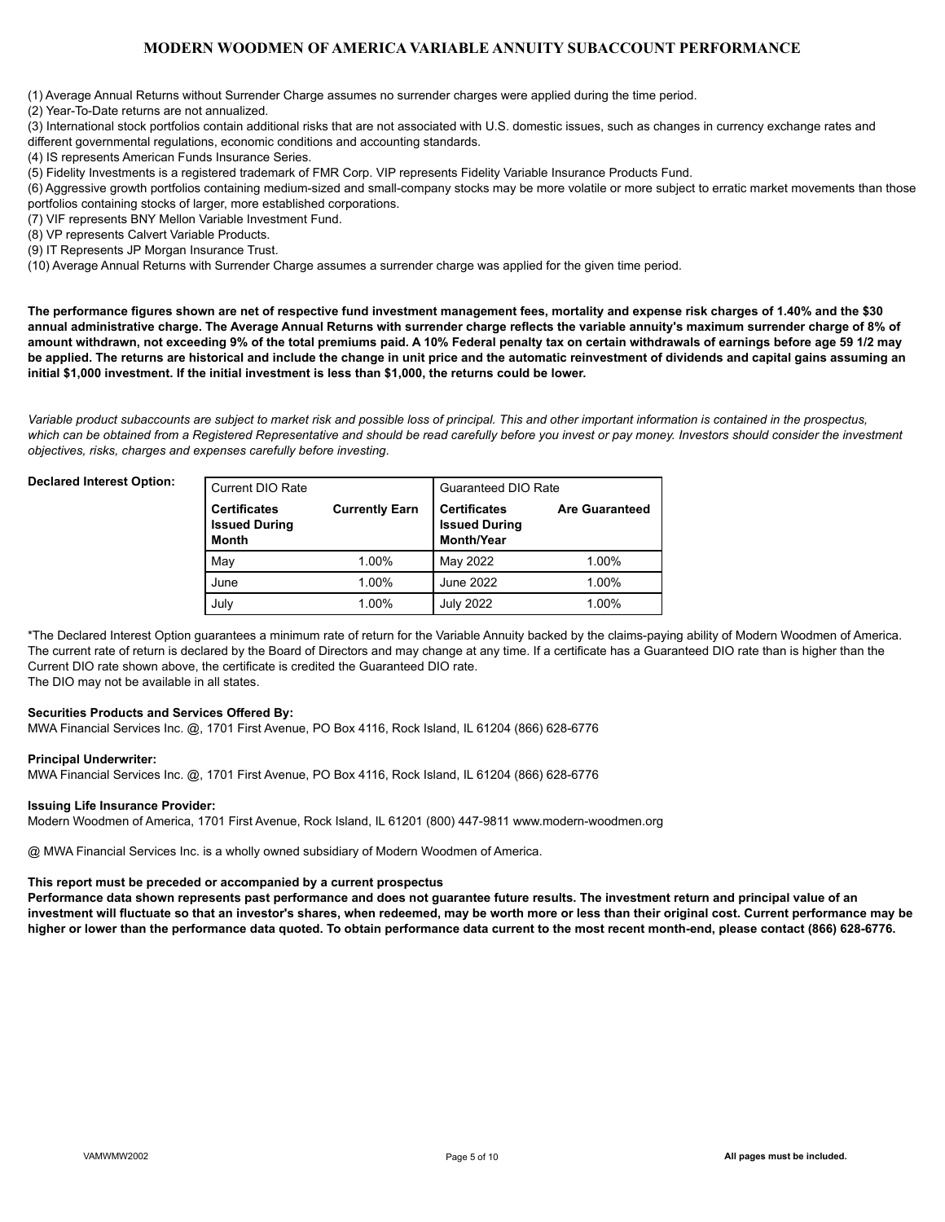# MODERN WOODMEN OF AMERICA VARIABLE ANNUITY SUBACCOUNT PERFORMANCE

(1) Average Annual Returns without Surrender Charge assumes no surrender charges were applied during the time period.
(2) Year-To-Date returns are not annualized.
(3) International stock portfolios contain additional risks that are not associated with U.S. domestic issues, such as changes in currency exchange rates and different governmental regulations, economic conditions and accounting standards.
(4) IS represents American Funds Insurance Series.
(5) Fidelity Investments is a registered trademark of FMR Corp. VIP represents Fidelity Variable Insurance Products Fund.
(6) Aggressive growth portfolios containing medium-sized and small-company stocks may be more volatile or more subject to erratic market movements than those portfolios containing stocks of larger, more established corporations.
(7) VIF represents BNY Mellon Variable Investment Fund.
(8) VP represents Calvert Variable Products.
(9) IT Represents JP Morgan Insurance Trust.
(10) Average Annual Returns with Surrender Charge assumes a surrender charge was applied for the given time period.

**The performance figures shown are net of respective fund investment management fees, mortality and expense risk charges of 1.40% and the $30 annual administrative charge. The Average Annual Returns with surrender charge reflects the variable annuity's maximum surrender charge of 8% of amount withdrawn, not exceeding 9% of the total premiums paid. A 10% Federal penalty tax on certain withdrawals of earnings before age 59 1/2 may be applied. The returns are historical and include the change in unit price and the automatic reinvestment of dividends and capital gains assuming an initial $1,000 investment. If the initial investment is less than $1,000, the returns could be lower.**

*Variable product subaccounts are subject to market risk and possible loss of principal. This and other important information is contained in the prospectus, which can be obtained from a Registered Representative and should be read carefully before you invest or pay money. Investors should consider the investment objectives, risks, charges and expenses carefully before investing.*

**Declared Interest Option:**

| Current DIO Rate | | Guaranteed DIO Rate | |
|---|---|---|---|
| **Certificates Issued During Month** | **Currently Earn** | **Certificates Issued During Month/Year** | **Are Guaranteed** |
| May | 1.00% | May 2022 | 1.00% |
| June | 1.00% | June 2022 | 1.00% |
| July | 1.00% | July 2022 | 1.00% |

*The Declared Interest Option guarantees a minimum rate of return for the Variable Annuity backed by the claims-paying ability of Modern Woodmen of America. The current rate of return is declared by the Board of Directors and may change at any time. If a certificate has a Guaranteed DIO rate than is higher than the Current DIO rate shown above, the certificate is credited the Guaranteed DIO rate.
The DIO may not be available in all states.

**Securities Products and Services Offered By:**
MWA Financial Services Inc. @, 1701 First Avenue, PO Box 4116, Rock Island, IL 61204 (866) 628-6776

**Principal Underwriter:**
MWA Financial Services Inc. @, 1701 First Avenue, PO Box 4116, Rock Island, IL 61204 (866) 628-6776

**Issuing Life Insurance Provider:**
Modern Woodmen of America, 1701 First Avenue, Rock Island, IL 61201 (800) 447-9811 www.modern-woodmen.org

@ MWA Financial Services Inc. is a wholly owned subsidiary of Modern Woodmen of America.

**This report must be preceded or accompanied by a current prospectus**
**Performance data shown represents past performance and does not guarantee future results. The investment return and principal value of an investment will fluctuate so that an investor's shares, when redeemed, may be worth more or less than their original cost. Current performance may be higher or lower than the performance data quoted. To obtain performance data current to the most recent month-end, please contact (866) 628-6776.**

VAMWMW2002

**All pages must be included.**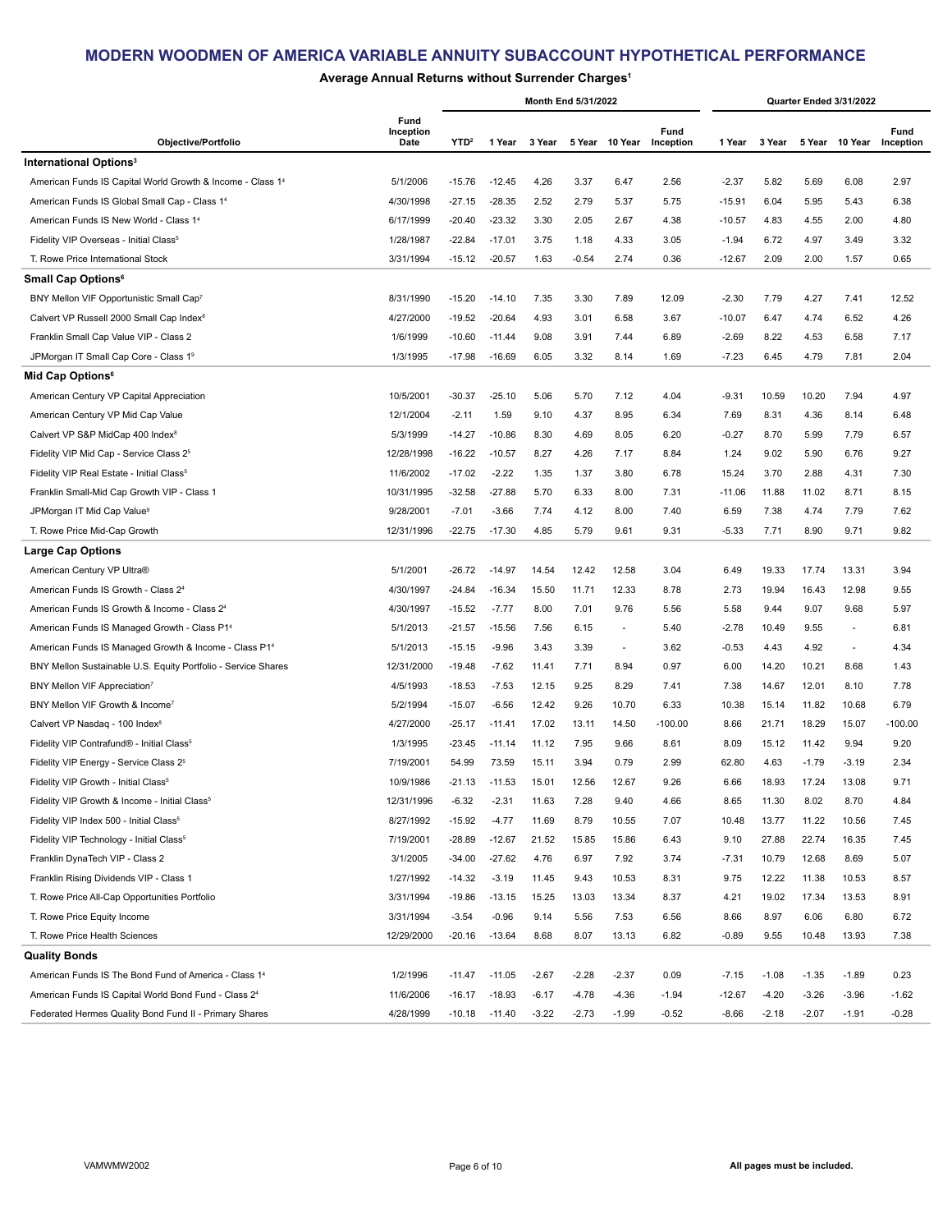# MODERN WOODMEN OF AMERICA VARIABLE ANNUITY SUBACCOUNT HYPOTHETICAL PERFORMANCE

### Average Annual Returns without Surrender Charges[1]

| Objective/Portfolio | Fund Inception Date | Month End 5/31/2022 | | | | | | Quarter Ended 3/31/2022 | | | | |
|---|---|---|---|---|---|---|---|---|---|---|---|---|
| | | YTD[2] | 1 Year | 3 Year | 5 Year | 10 Year | Fund Inception | 1 Year | 3 Year | 5 Year | 10 Year | Fund Inception |
| **International Options[3]** | | | | | | | | | | | | |
| American Funds IS Capital World Growth & Income - Class 1[4] | 5/1/2006 | -15.76 | -12.45 | 4.26 | 3.37 | 6.47 | 2.56 | -2.37 | 5.82 | 5.69 | 6.08 | 2.97 |
| American Funds IS Global Small Cap - Class 1[4] | 4/30/1998 | -27.15 | -28.35 | 2.52 | 2.79 | 5.37 | 5.75 | -15.91 | 6.04 | 5.95 | 5.43 | 6.38 |
| American Funds IS New World - Class 1[4] | 6/17/1999 | -20.40 | -23.32 | 3.30 | 2.05 | 2.67 | 4.38 | -10.57 | 4.83 | 4.55 | 2.00 | 4.80 |
| Fidelity VIP Overseas - Initial Class[5] | 1/28/1987 | -22.84 | -17.01 | 3.75 | 1.18 | 4.33 | 3.05 | -1.94 | 6.72 | 4.97 | 3.49 | 3.32 |
| T. Rowe Price International Stock | 3/31/1994 | -15.12 | -20.57 | 1.63 | -0.54 | 2.74 | 0.36 | -12.67 | 2.09 | 2.00 | 1.57 | 0.65 |
| **Small Cap Options[6]** | | | | | | | | | | | | |
| BNY Mellon VIF Opportunistic Small Cap[7] | 8/31/1990 | -15.20 | -14.10 | 7.35 | 3.30 | 7.89 | 12.09 | -2.30 | 7.79 | 4.27 | 7.41 | 12.52 |
| Calvert VP Russell 2000 Small Cap Index[8] | 4/27/2000 | -19.52 | -20.64 | 4.93 | 3.01 | 6.58 | 3.67 | -10.07 | 6.47 | 4.74 | 6.52 | 4.26 |
| Franklin Small Cap Value VIP - Class 2 | 1/6/1999 | -10.60 | -11.44 | 9.08 | 3.91 | 7.44 | 6.89 | -2.69 | 8.22 | 4.53 | 6.58 | 7.17 |
| JPMorgan IT Small Cap Core - Class 1[9] | 1/3/1995 | -17.98 | -16.69 | 6.05 | 3.32 | 8.14 | 1.69 | -7.23 | 6.45 | 4.79 | 7.81 | 2.04 |
| **Mid Cap Options[6]** | | | | | | | | | | | | |
| American Century VP Capital Appreciation | 10/5/2001 | -30.37 | -25.10 | 5.06 | 5.70 | 7.12 | 4.04 | -9.31 | 10.59 | 10.20 | 7.94 | 4.97 |
| American Century VP Mid Cap Value | 12/1/2004 | -2.11 | 1.59 | 9.10 | 4.37 | 8.95 | 6.34 | 7.69 | 8.31 | 4.36 | 8.14 | 6.48 |
| Calvert VP S&P MidCap 400 Index[8] | 5/3/1999 | -14.27 | -10.86 | 8.30 | 4.69 | 8.05 | 6.20 | -0.27 | 8.70 | 5.99 | 7.79 | 6.57 |
| Fidelity VIP Mid Cap - Service Class 2[5] | 12/28/1998 | -16.22 | -10.57 | 8.27 | 4.26 | 7.17 | 8.84 | 1.24 | 9.02 | 5.90 | 6.76 | 9.27 |
| Fidelity VIP Real Estate - Initial Class[5] | 11/6/2002 | -17.02 | -2.22 | 1.35 | 1.37 | 3.80 | 6.78 | 15.24 | 3.70 | 2.88 | 4.31 | 7.30 |
| Franklin Small-Mid Cap Growth VIP - Class 1 | 10/31/1995 | -32.58 | -27.88 | 5.70 | 6.33 | 8.00 | 7.31 | -11.06 | 11.88 | 11.02 | 8.71 | 8.15 |
| JPMorgan IT Mid Cap Value[9] | 9/28/2001 | -7.01 | -3.66 | 7.74 | 4.12 | 8.00 | 7.40 | 6.59 | 7.38 | 4.74 | 7.79 | 7.62 |
| T. Rowe Price Mid-Cap Growth | 12/31/1996 | -22.75 | -17.30 | 4.85 | 5.79 | 9.61 | 9.31 | -5.33 | 7.71 | 8.90 | 9.71 | 9.82 |
| **Large Cap Options** | | | | | | | | | | | | |
| American Century VP Ultra® | 5/1/2001 | -26.72 | -14.97 | 14.54 | 12.42 | 12.58 | 3.04 | 6.49 | 19.33 | 17.74 | 13.31 | 3.94 |
| American Funds IS Growth - Class 2[4] | 4/30/1997 | -24.84 | -16.34 | 15.50 | 11.71 | 12.33 | 8.78 | 2.73 | 19.94 | 16.43 | 12.98 | 9.55 |
| American Funds IS Growth & Income - Class 2[4] | 4/30/1997 | -15.52 | -7.77 | 8.00 | 7.01 | 9.76 | 5.56 | 5.58 | 9.44 | 9.07 | 9.68 | 5.97 |
| American Funds IS Managed Growth - Class P1[4] | 5/1/2013 | -21.57 | -15.56 | 7.56 | 6.15 | - | 5.40 | -2.78 | 10.49 | 9.55 | - | 6.81 |
| American Funds IS Managed Growth & Income - Class P1[4] | 5/1/2013 | -15.15 | -9.96 | 3.43 | 3.39 | - | 3.62 | -0.53 | 4.43 | 4.92 | - | 4.34 |
| BNY Mellon Sustainable U.S. Equity Portfolio - Service Shares | 12/31/2000 | -19.48 | -7.62 | 11.41 | 7.71 | 8.94 | 0.97 | 6.00 | 14.20 | 10.21 | 8.68 | 1.43 |
| BNY Mellon VIF Appreciation[7] | 4/5/1993 | -18.53 | -7.53 | 12.15 | 9.25 | 8.29 | 7.41 | 7.38 | 14.67 | 12.01 | 8.10 | 7.78 |
| BNY Mellon VIF Growth & Income[7] | 5/2/1994 | -15.07 | -6.56 | 12.42 | 9.26 | 10.70 | 6.33 | 10.38 | 15.14 | 11.82 | 10.68 | 6.79 |
| Calvert VP Nasdaq - 100 Index[8] | 4/27/2000 | -25.17 | -11.41 | 17.02 | 13.11 | 14.50 | -100.00 | 8.66 | 21.71 | 18.29 | 15.07 | -100.00 |
| Fidelity VIP Contrafund® - Initial Class[5] | 1/3/1995 | -23.45 | -11.14 | 11.12 | 7.95 | 9.66 | 8.61 | 8.09 | 15.12 | 11.42 | 9.94 | 9.20 |
| Fidelity VIP Energy - Service Class 2[5] | 7/19/2001 | 54.99 | 73.59 | 15.11 | 3.94 | 0.79 | 2.99 | 62.80 | 4.63 | -1.79 | -3.19 | 2.34 |
| Fidelity VIP Growth - Initial Class[5] | 10/9/1986 | -21.13 | -11.53 | 15.01 | 12.56 | 12.67 | 9.26 | 6.66 | 18.93 | 17.24 | 13.08 | 9.71 |
| Fidelity VIP Growth & Income - Initial Class[5] | 12/31/1996 | -6.32 | -2.31 | 11.63 | 7.28 | 9.40 | 4.66 | 8.65 | 11.30 | 8.02 | 8.70 | 4.84 |
| Fidelity VIP Index 500 - Initial Class[5] | 8/27/1992 | -15.92 | -4.77 | 11.69 | 8.79 | 10.55 | 7.07 | 10.48 | 13.77 | 11.22 | 10.56 | 7.45 |
| Fidelity VIP Technology - Initial Class[5] | 7/19/2001 | -28.89 | -12.67 | 21.52 | 15.85 | 15.86 | 6.43 | 9.10 | 27.88 | 22.74 | 16.35 | 7.45 |
| Franklin DynaTech VIP - Class 2 | 3/1/2005 | -34.00 | -27.62 | 4.76 | 6.97 | 7.92 | 3.74 | -7.31 | 10.79 | 12.68 | 8.69 | 5.07 |
| Franklin Rising Dividends VIP - Class 1 | 1/27/1992 | -14.32 | -3.19 | 11.45 | 9.43 | 10.53 | 8.31 | 9.75 | 12.22 | 11.38 | 10.53 | 8.57 |
| T. Rowe Price All-Cap Opportunities Portfolio | 3/31/1994 | -19.86 | -13.15 | 15.25 | 13.03 | 13.34 | 8.37 | 4.21 | 19.02 | 17.34 | 13.53 | 8.91 |
| T. Rowe Price Equity Income | 3/31/1994 | -3.54 | -0.96 | 9.14 | 5.56 | 7.53 | 6.56 | 8.66 | 8.97 | 6.06 | 6.80 | 6.72 |
| T. Rowe Price Health Sciences | 12/29/2000 | -20.16 | -13.64 | 8.68 | 8.07 | 13.13 | 6.82 | -0.89 | 9.55 | 10.48 | 13.93 | 7.38 |
| **Quality Bonds** | | | | | | | | | | | | |
| American Funds IS The Bond Fund of America - Class 1[4] | 1/2/1996 | -11.47 | -11.05 | -2.67 | -2.28 | -2.37 | 0.09 | -7.15 | -1.08 | -1.35 | -1.89 | 0.23 |
| American Funds IS Capital World Bond Fund - Class 2[4] | 11/6/2006 | -16.17 | -18.93 | -6.17 | -4.78 | -4.36 | -1.94 | -12.67 | -4.20 | -3.26 | -3.96 | -1.62 |
| Federated Hermes Quality Bond Fund II - Primary Shares | 4/28/1999 | -10.18 | -11.40 | -3.22 | -2.73 | -1.99 | -0.52 | -8.66 | -2.18 | -2.07 | -1.91 | -0.28 |

VAMWMW2002

All pages must be included.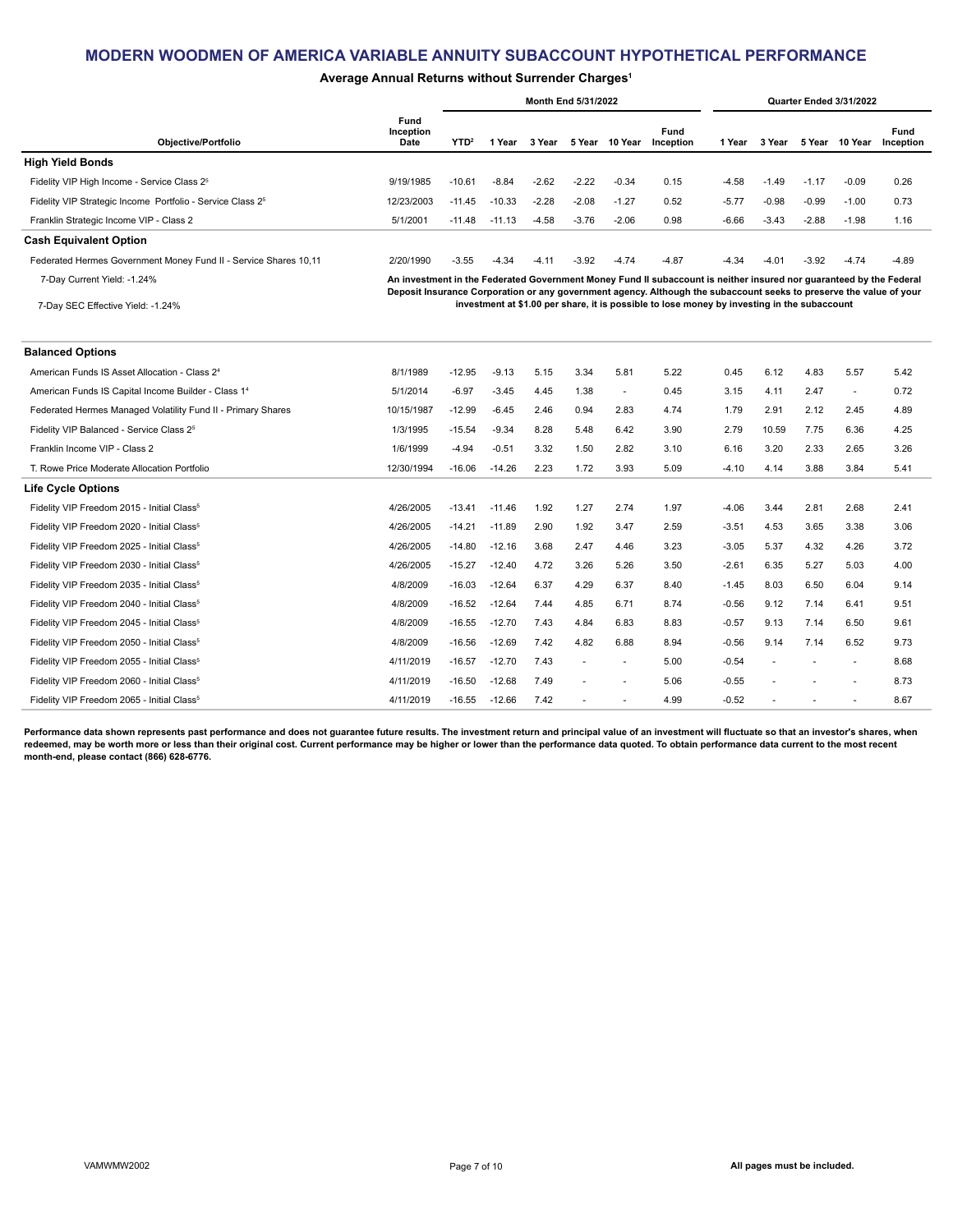# MODERN WOODMEN OF AMERICA VARIABLE ANNUITY SUBACCOUNT HYPOTHETICAL PERFORMANCE

### Average Annual Returns without Surrender Charges[1]

| Objective/Portfolio | Fund Inception Date | Month End 5/31/2022 | | | | | | Quarter Ended 3/31/2022 | | | | |
|---|---|---|---|---|---|---|---|---|---|---|---|---|
| | | YTD[2] | 1 Year | 3 Year | 5 Year | 10 Year | Fund Inception | 1 Year | 3 Year | 5 Year | 10 Year | Fund Inception |
| **High Yield Bonds** | | | | | | | | | | | | |
| Fidelity VIP High Income - Service Class 2[5] | 9/19/1985 | -10.61 | -8.84 | -2.62 | -2.22 | -0.34 | 0.15 | -4.58 | -1.49 | -1.17 | -0.09 | 0.26 |
| Fidelity VIP Strategic Income Portfolio - Service Class 2[5] | 12/23/2003 | -11.45 | -10.33 | -2.28 | -2.08 | -1.27 | 0.52 | -5.77 | -0.98 | -0.99 | -1.00 | 0.73 |
| Franklin Strategic Income VIP - Class 2 | 5/1/2001 | -11.48 | -11.13 | -4.58 | -3.76 | -2.06 | 0.98 | -6.66 | -3.43 | -2.88 | -1.98 | 1.16 |
| **Cash Equivalent Option** | | | | | | | | | | | | |
| Federated Hermes Government Money Fund II - Service Shares 10,11 | 2/20/1990 | -3.55 | -4.34 | -4.11 | -3.92 | -4.74 | -4.87 | -4.34 | -4.01 | -3.92 | -4.74 | -4.89 |
| 7-Day Current Yield: -1.24% | **An investment in the Federated Government Money Fund II subaccount is neither insured nor guaranteed by the Federal Deposit Insurance Corporation or any government agency. Although the subaccount seeks to preserve the value of your investment at $1.00 per share, it is possible to lose money by investing in the subaccount** | | | | | | | | | | | |
| 7-Day SEC Effective Yield: -1.24% | | | | | | | | | | | | |
| **Balanced Options** | | | | | | | | | | | | |
| American Funds IS Asset Allocation - Class 2[4] | 8/1/1989 | -12.95 | -9.13 | 5.15 | 3.34 | 5.81 | 5.22 | 0.45 | 6.12 | 4.83 | 5.57 | 5.42 |
| American Funds IS Capital Income Builder - Class 1[4] | 5/1/2014 | -6.97 | -3.45 | 4.45 | 1.38 | - | 0.45 | 3.15 | 4.11 | 2.47 | - | 0.72 |
| Federated Hermes Managed Volatility Fund II - Primary Shares | 10/15/1987 | -12.99 | -6.45 | 2.46 | 0.94 | 2.83 | 4.74 | 1.79 | 2.91 | 2.12 | 2.45 | 4.89 |
| Fidelity VIP Balanced - Service Class 2[5] | 1/3/1995 | -15.54 | -9.34 | 8.28 | 5.48 | 6.42 | 3.90 | 2.79 | 10.59 | 7.75 | 6.36 | 4.25 |
| Franklin Income VIP - Class 2 | 1/6/1999 | -4.94 | -0.51 | 3.32 | 1.50 | 2.82 | 3.10 | 6.16 | 3.20 | 2.33 | 2.65 | 3.26 |
| T. Rowe Price Moderate Allocation Portfolio | 12/30/1994 | -16.06 | -14.26 | 2.23 | 1.72 | 3.93 | 5.09 | -4.10 | 4.14 | 3.88 | 3.84 | 5.41 |
| **Life Cycle Options** | | | | | | | | | | | | |
| Fidelity VIP Freedom 2015 - Initial Class[5] | 4/26/2005 | -13.41 | -11.46 | 1.92 | 1.27 | 2.74 | 1.97 | -4.06 | 3.44 | 2.81 | 2.68 | 2.41 |
| Fidelity VIP Freedom 2020 - Initial Class[5] | 4/26/2005 | -14.21 | -11.89 | 2.90 | 1.92 | 3.47 | 2.59 | -3.51 | 4.53 | 3.65 | 3.38 | 3.06 |
| Fidelity VIP Freedom 2025 - Initial Class[5] | 4/26/2005 | -14.80 | -12.16 | 3.68 | 2.47 | 4.46 | 3.23 | -3.05 | 5.37 | 4.32 | 4.26 | 3.72 |
| Fidelity VIP Freedom 2030 - Initial Class[5] | 4/26/2005 | -15.27 | -12.40 | 4.72 | 3.26 | 5.26 | 3.50 | -2.61 | 6.35 | 5.27 | 5.03 | 4.00 |
| Fidelity VIP Freedom 2035 - Initial Class[5] | 4/8/2009 | -16.03 | -12.64 | 6.37 | 4.29 | 6.37 | 8.40 | -1.45 | 8.03 | 6.50 | 6.04 | 9.14 |
| Fidelity VIP Freedom 2040 - Initial Class[5] | 4/8/2009 | -16.52 | -12.64 | 7.44 | 4.85 | 6.71 | 8.74 | -0.56 | 9.12 | 7.14 | 6.41 | 9.51 |
| Fidelity VIP Freedom 2045 - Initial Class[5] | 4/8/2009 | -16.55 | -12.70 | 7.43 | 4.84 | 6.83 | 8.83 | -0.57 | 9.13 | 7.14 | 6.50 | 9.61 |
| Fidelity VIP Freedom 2050 - Initial Class[5] | 4/8/2009 | -16.56 | -12.69 | 7.42 | 4.82 | 6.88 | 8.94 | -0.56 | 9.14 | 7.14 | 6.52 | 9.73 |
| Fidelity VIP Freedom 2055 - Initial Class[5] | 4/11/2019 | -16.57 | -12.70 | 7.43 | - | - | 5.00 | -0.54 | - | - | - | 8.68 |
| Fidelity VIP Freedom 2060 - Initial Class[5] | 4/11/2019 | -16.50 | -12.68 | 7.49 | - | - | 5.06 | -0.55 | - | - | - | 8.73 |
| Fidelity VIP Freedom 2065 - Initial Class[5] | 4/11/2019 | -16.55 | -12.66 | 7.42 | - | - | 4.99 | -0.52 | - | - | - | 8.67 |

**Performance data shown represents past performance and does not guarantee future results. The investment return and principal value of an investment will fluctuate so that an investor's shares, when redeemed, may be worth more or less than their original cost. Current performance may be higher or lower than the performance data quoted. To obtain performance data current to the most recent month-end, please contact (866) 628-6776.**

VAMWMW2002

**All pages must be included.**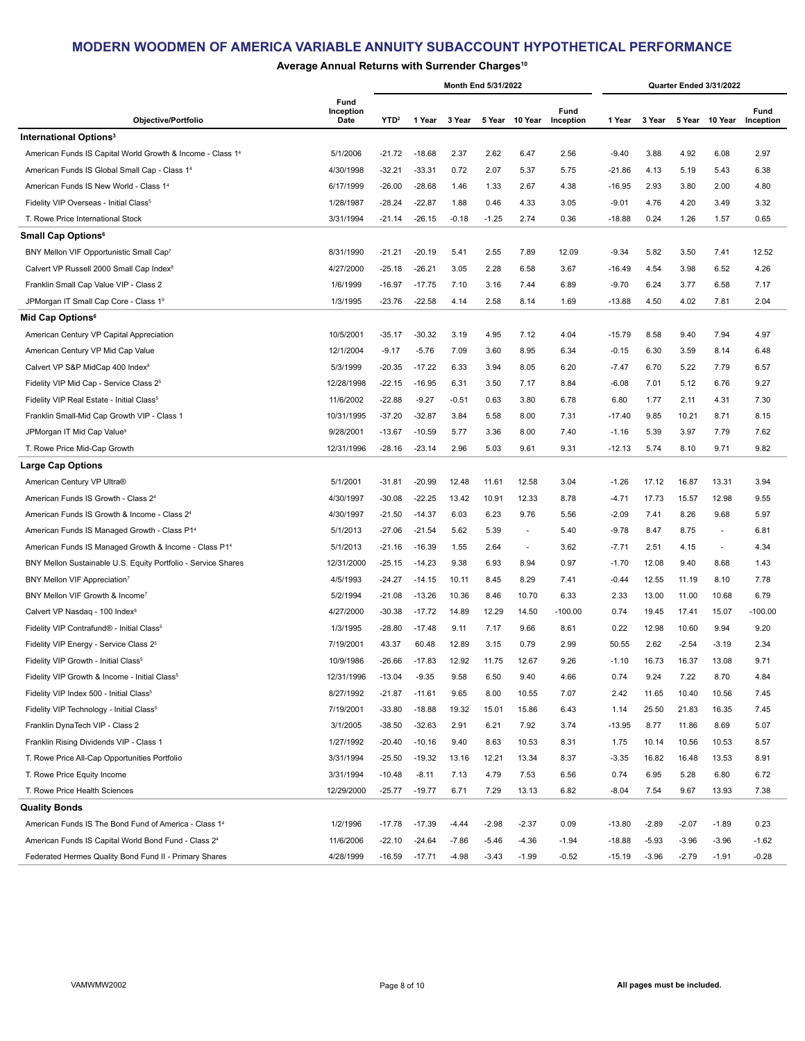# MODERN WOODMEN OF AMERICA VARIABLE ANNUITY SUBACCOUNT HYPOTHETICAL PERFORMANCE

## Average Annual Returns with Surrender Charges[10]

| Objective/Portfolio | Fund Inception Date | Month End 5/31/2022 YTD[2] | 1 Year | 3 Year | 5 Year | 10 Year | Fund Inception | Quarter Ended 3/31/2022 1 Year | 3 Year | 5 Year | 10 Year | Fund Inception |
|---|---|---|---|---|---|---|---|---|---|---|---|---|
| **International Options[3]** | | | | | | | | | | | | |
| American Funds IS Capital World Growth & Income - Class 1[4] | 5/1/2006 | -21.72 | -18.68 | 2.37 | 2.62 | 6.47 | 2.56 | -9.40 | 3.88 | 4.92 | 6.08 | 2.97 |
| American Funds IS Global Small Cap - Class 1[4] | 4/30/1998 | -32.21 | -33.31 | 0.72 | 2.07 | 5.37 | 5.75 | -21.86 | 4.13 | 5.19 | 5.43 | 6.38 |
| American Funds IS New World - Class 1[4] | 6/17/1999 | -26.00 | -28.68 | 1.46 | 1.33 | 2.67 | 4.38 | -16.95 | 2.93 | 3.80 | 2.00 | 4.80 |
| Fidelity VIP Overseas - Initial Class[5] | 1/28/1987 | -28.24 | -22.87 | 1.88 | 0.46 | 4.33 | 3.05 | -9.01 | 4.76 | 4.20 | 3.49 | 3.32 |
| T. Rowe Price International Stock | 3/31/1994 | -21.14 | -26.15 | -0.18 | -1.25 | 2.74 | 0.36 | -18.88 | 0.24 | 1.26 | 1.57 | 0.65 |
| **Small Cap Options[6]** | | | | | | | | | | | | |
| BNY Mellon VIF Opportunistic Small Cap[7] | 8/31/1990 | -21.21 | -20.19 | 5.41 | 2.55 | 7.89 | 12.09 | -9.34 | 5.82 | 3.50 | 7.41 | 12.52 |
| Calvert VP Russell 2000 Small Cap Index[8] | 4/27/2000 | -25.18 | -26.21 | 3.05 | 2.28 | 6.58 | 3.67 | -16.49 | 4.54 | 3.98 | 6.52 | 4.26 |
| Franklin Small Cap Value VIP - Class 2 | 1/6/1999 | -16.97 | -17.75 | 7.10 | 3.16 | 7.44 | 6.89 | -9.70 | 6.24 | 3.77 | 6.58 | 7.17 |
| JPMorgan IT Small Cap Core - Class 1[9] | 1/3/1995 | -23.76 | -22.58 | 4.14 | 2.58 | 8.14 | 1.69 | -13.88 | 4.50 | 4.02 | 7.81 | 2.04 |
| **Mid Cap Options[6]** | | | | | | | | | | | | |
| American Century VP Capital Appreciation | 10/5/2001 | -35.17 | -30.32 | 3.19 | 4.95 | 7.12 | 4.04 | -15.79 | 8.58 | 9.40 | 7.94 | 4.97 |
| American Century VP Mid Cap Value | 12/1/2004 | -9.17 | -5.76 | 7.09 | 3.60 | 8.95 | 6.34 | -0.15 | 6.30 | 3.59 | 8.14 | 6.48 |
| Calvert VP S&P MidCap 400 Index[8] | 5/3/1999 | -20.35 | -17.22 | 6.33 | 3.94 | 8.05 | 6.20 | -7.47 | 6.70 | 5.22 | 7.79 | 6.57 |
| Fidelity VIP Mid Cap - Service Class 2[5] | 12/28/1998 | -22.15 | -16.95 | 6.31 | 3.50 | 7.17 | 8.84 | -6.08 | 7.01 | 5.12 | 6.76 | 9.27 |
| Fidelity VIP Real Estate - Initial Class[5] | 11/6/2002 | -22.88 | -9.27 | -0.51 | 0.63 | 3.80 | 6.78 | 6.80 | 1.77 | 2.11 | 4.31 | 7.30 |
| Franklin Small-Mid Cap Growth VIP - Class 1 | 10/31/1995 | -37.20 | -32.87 | 3.84 | 5.58 | 8.00 | 7.31 | -17.40 | 9.85 | 10.21 | 8.71 | 8.15 |
| JPMorgan IT Mid Cap Value[9] | 9/28/2001 | -13.67 | -10.59 | 5.77 | 3.36 | 8.00 | 7.40 | -1.16 | 5.39 | 3.97 | 7.79 | 7.62 |
| T. Rowe Price Mid-Cap Growth | 12/31/1996 | -28.16 | -23.14 | 2.96 | 5.03 | 9.61 | 9.31 | -12.13 | 5.74 | 8.10 | 9.71 | 9.82 |
| **Large Cap Options** | | | | | | | | | | | | |
| American Century VP Ultra® | 5/1/2001 | -31.81 | -20.99 | 12.48 | 11.61 | 12.58 | 3.04 | -1.26 | 17.12 | 16.87 | 13.31 | 3.94 |
| American Funds IS Growth - Class 2[4] | 4/30/1997 | -30.08 | -22.25 | 13.42 | 10.91 | 12.33 | 8.78 | -4.71 | 17.73 | 15.57 | 12.98 | 9.55 |
| American Funds IS Growth & Income - Class 2[4] | 4/30/1997 | -21.50 | -14.37 | 6.03 | 6.23 | 9.76 | 5.56 | -2.09 | 7.41 | 8.26 | 9.68 | 5.97 |
| American Funds IS Managed Growth - Class P1[4] | 5/1/2013 | -27.06 | -21.54 | 5.62 | 5.39 | - | 5.40 | -9.78 | 8.47 | 8.75 | - | 6.81 |
| American Funds IS Managed Growth & Income - Class P1[4] | 5/1/2013 | -21.16 | -16.39 | 1.55 | 2.64 | - | 3.62 | -7.71 | 2.51 | 4.15 | - | 4.34 |
| BNY Mellon Sustainable U.S. Equity Portfolio - Service Shares | 12/31/2000 | -25.15 | -14.23 | 9.38 | 6.93 | 8.94 | 0.97 | -1.70 | 12.08 | 9.40 | 8.68 | 1.43 |
| BNY Mellon VIF Appreciation[7] | 4/5/1993 | -24.27 | -14.15 | 10.11 | 8.45 | 8.29 | 7.41 | -0.44 | 12.55 | 11.19 | 8.10 | 7.78 |
| BNY Mellon VIF Growth & Income[7] | 5/2/1994 | -21.08 | -13.26 | 10.36 | 8.46 | 10.70 | 6.33 | 2.33 | 13.00 | 11.00 | 10.68 | 6.79 |
| Calvert VP Nasdaq - 100 Index[8] | 4/27/2000 | -30.38 | -17.72 | 14.89 | 12.29 | 14.50 | -100.00 | 0.74 | 19.45 | 17.41 | 15.07 | -100.00 |
| Fidelity VIP Contrafund® - Initial Class[5] | 1/3/1995 | -28.80 | -17.48 | 9.11 | 7.17 | 9.66 | 8.61 | 0.22 | 12.98 | 10.60 | 9.94 | 9.20 |
| Fidelity VIP Energy - Service Class 2[5] | 7/19/2001 | 43.37 | 60.48 | 12.89 | 3.15 | 0.79 | 2.99 | 50.55 | 2.62 | -2.54 | -3.19 | 2.34 |
| Fidelity VIP Growth - Initial Class[5] | 10/9/1986 | -26.66 | -17.83 | 12.92 | 11.75 | 12.67 | 9.26 | -1.10 | 16.73 | 16.37 | 13.08 | 9.71 |
| Fidelity VIP Growth & Income - Initial Class[5] | 12/31/1996 | -13.04 | -9.35 | 9.58 | 6.50 | 9.40 | 4.66 | 0.74 | 9.24 | 7.22 | 8.70 | 4.84 |
| Fidelity VIP Index 500 - Initial Class[5] | 8/27/1992 | -21.87 | -11.61 | 9.65 | 8.00 | 10.55 | 7.07 | 2.42 | 11.65 | 10.40 | 10.56 | 7.45 |
| Fidelity VIP Technology - Initial Class[5] | 7/19/2001 | -33.80 | -18.88 | 19.32 | 15.01 | 15.86 | 6.43 | 1.14 | 25.50 | 21.83 | 16.35 | 7.45 |
| Franklin DynaTech VIP - Class 2 | 3/1/2005 | -38.50 | -32.63 | 2.91 | 6.21 | 7.92 | 3.74 | -13.95 | 8.77 | 11.86 | 8.69 | 5.07 |
| Franklin Rising Dividends VIP - Class 1 | 1/27/1992 | -20.40 | -10.16 | 9.40 | 8.63 | 10.53 | 8.31 | 1.75 | 10.14 | 10.56 | 10.53 | 8.57 |
| T. Rowe Price All-Cap Opportunities Portfolio | 3/31/1994 | -25.50 | -19.32 | 13.16 | 12.21 | 13.34 | 8.37 | -3.35 | 16.82 | 16.48 | 13.53 | 8.91 |
| T. Rowe Price Equity Income | 3/31/1994 | -10.48 | -8.11 | 7.13 | 4.79 | 7.53 | 6.56 | 0.74 | 6.95 | 5.28 | 6.80 | 6.72 |
| T. Rowe Price Health Sciences | 12/29/2000 | -25.77 | -19.77 | 6.71 | 7.29 | 13.13 | 6.82 | -8.04 | 7.54 | 9.67 | 13.93 | 7.38 |
| **Quality Bonds** | | | | | | | | | | | | |
| American Funds IS The Bond Fund of America - Class 1[4] | 1/2/1996 | -17.78 | -17.39 | -4.44 | -2.98 | -2.37 | 0.09 | -13.80 | -2.89 | -2.07 | -1.89 | 0.23 |
| American Funds IS Capital World Bond Fund - Class 2[4] | 11/6/2006 | -22.10 | -24.64 | -7.86 | -5.46 | -4.36 | -1.94 | -18.88 | -5.93 | -3.96 | -3.96 | -1.62 |
| Federated Hermes Quality Bond Fund II - Primary Shares | 4/28/1999 | -16.59 | -17.71 | -4.98 | -3.43 | -1.99 | -0.52 | -15.19 | -3.96 | -2.79 | -1.91 | -0.28 |

VAMWMW2002

All pages must be included.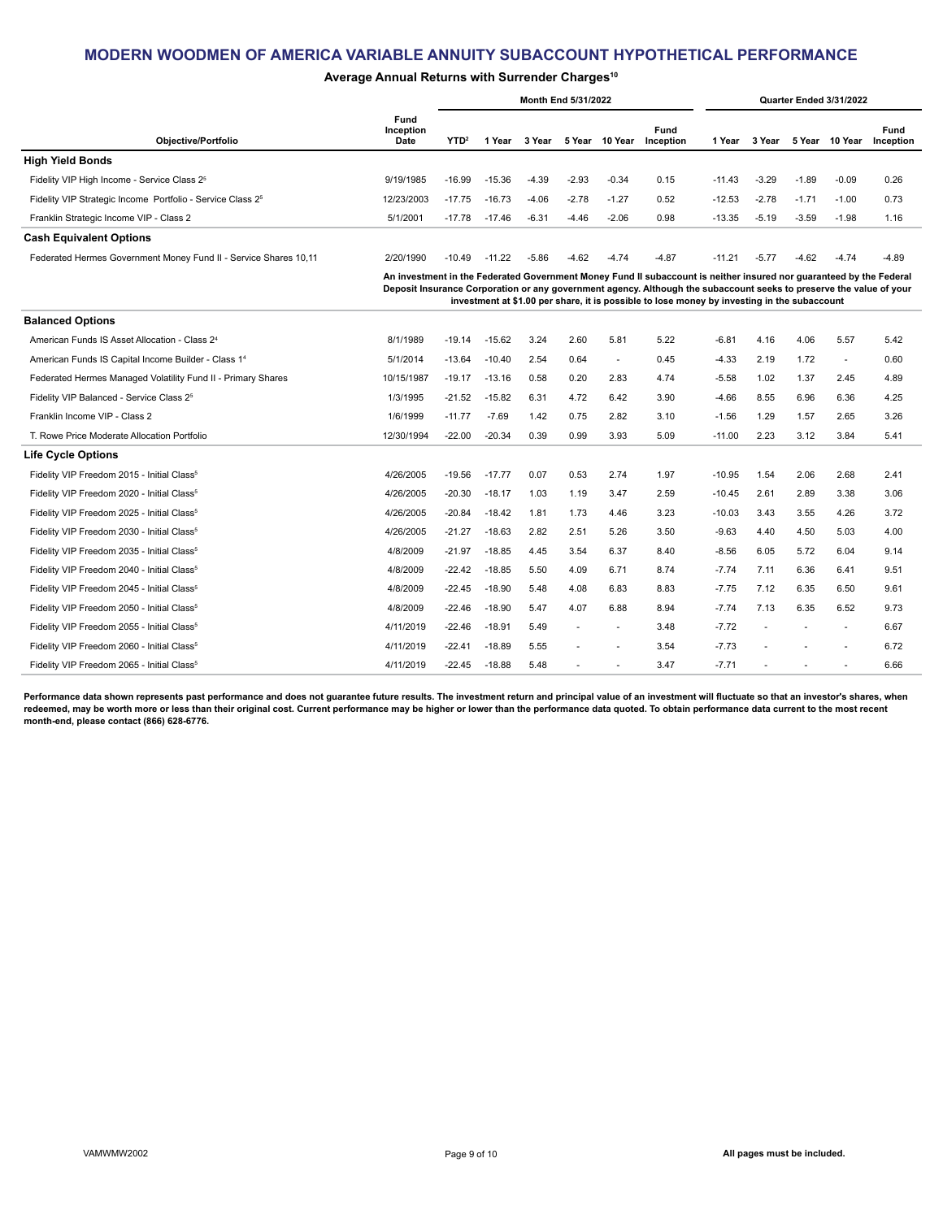# MODERN WOODMEN OF AMERICA VARIABLE ANNUITY SUBACCOUNT HYPOTHETICAL PERFORMANCE

### Average Annual Returns with Surrender Charges[10]

| Objective/Portfolio | Fund Inception Date | Month End 5/31/2022 YTD[2] | 1 Year | 3 Year | 5 Year | 10 Year | Fund Inception | Quarter Ended 3/31/2022 1 Year | 3 Year | 5 Year | 10 Year | Fund Inception |
|---|---|---|---|---|---|---|---|---|---|---|---|---|
| **High Yield Bonds** | | | | | | | | | | | | |
| Fidelity VIP High Income - Service Class 2[5] | 9/19/1985 | -16.99 | -15.36 | -4.39 | -2.93 | -0.34 | 0.15 | -11.43 | -3.29 | -1.89 | -0.09 | 0.26 |
| Fidelity VIP Strategic Income Portfolio - Service Class 2[5] | 12/23/2003 | -17.75 | -16.73 | -4.06 | -2.78 | -1.27 | 0.52 | -12.53 | -2.78 | -1.71 | -1.00 | 0.73 |
| Franklin Strategic Income VIP - Class 2 | 5/1/2001 | -17.78 | -17.46 | -6.31 | -4.46 | -2.06 | 0.98 | -13.35 | -5.19 | -3.59 | -1.98 | 1.16 |
| **Cash Equivalent Options** | | | | | | | | | | | | |
| Federated Hermes Government Money Fund II - Service Shares 10,11 | 2/20/1990 | -10.49 | -11.22 | -5.86 | -4.62 | -4.74 | -4.87 | -11.21 | -5.77 | -4.62 | -4.74 | -4.89 |
| | **An investment in the Federated Government Money Fund II subaccount is neither insured nor guaranteed by the Federal Deposit Insurance Corporation or any government agency. Although the subaccount seeks to preserve the value of your investment at $1.00 per share, it is possible to lose money by investing in the subaccount** | | | | | | | | | | | |
| **Balanced Options** | | | | | | | | | | | | |
| American Funds IS Asset Allocation - Class 2[4] | 8/1/1989 | -19.14 | -15.62 | 3.24 | 2.60 | 5.81 | 5.22 | -6.81 | 4.16 | 4.06 | 5.57 | 5.42 |
| American Funds IS Capital Income Builder - Class 1[4] | 5/1/2014 | -13.64 | -10.40 | 2.54 | 0.64 | - | 0.45 | -4.33 | 2.19 | 1.72 | - | 0.60 |
| Federated Hermes Managed Volatility Fund II - Primary Shares | 10/15/1987 | -19.17 | -13.16 | 0.58 | 0.20 | 2.83 | 4.74 | -5.58 | 1.02 | 1.37 | 2.45 | 4.89 |
| Fidelity VIP Balanced - Service Class 2[5] | 1/3/1995 | -21.52 | -15.82 | 6.31 | 4.72 | 6.42 | 3.90 | -4.66 | 8.55 | 6.96 | 6.36 | 4.25 |
| Franklin Income VIP - Class 2 | 1/6/1999 | -11.77 | -7.69 | 1.42 | 0.75 | 2.82 | 3.10 | -1.56 | 1.29 | 1.57 | 2.65 | 3.26 |
| T. Rowe Price Moderate Allocation Portfolio | 12/30/1994 | -22.00 | -20.34 | 0.39 | 0.99 | 3.93 | 5.09 | -11.00 | 2.23 | 3.12 | 3.84 | 5.41 |
| **Life Cycle Options** | | | | | | | | | | | | |
| Fidelity VIP Freedom 2015 - Initial Class[5] | 4/26/2005 | -19.56 | -17.77 | 0.07 | 0.53 | 2.74 | 1.97 | -10.95 | 1.54 | 2.06 | 2.68 | 2.41 |
| Fidelity VIP Freedom 2020 - Initial Class[5] | 4/26/2005 | -20.30 | -18.17 | 1.03 | 1.19 | 3.47 | 2.59 | -10.45 | 2.61 | 2.89 | 3.38 | 3.06 |
| Fidelity VIP Freedom 2025 - Initial Class[5] | 4/26/2005 | -20.84 | -18.42 | 1.81 | 1.73 | 4.46 | 3.23 | -10.03 | 3.43 | 3.55 | 4.26 | 3.72 |
| Fidelity VIP Freedom 2030 - Initial Class[5] | 4/26/2005 | -21.27 | -18.63 | 2.82 | 2.51 | 5.26 | 3.50 | -9.63 | 4.40 | 4.50 | 5.03 | 4.00 |
| Fidelity VIP Freedom 2035 - Initial Class[5] | 4/8/2009 | -21.97 | -18.85 | 4.45 | 3.54 | 6.37 | 8.40 | -8.56 | 6.05 | 5.72 | 6.04 | 9.14 |
| Fidelity VIP Freedom 2040 - Initial Class[5] | 4/8/2009 | -22.42 | -18.85 | 5.50 | 4.09 | 6.71 | 8.74 | -7.74 | 7.11 | 6.36 | 6.41 | 9.51 |
| Fidelity VIP Freedom 2045 - Initial Class[5] | 4/8/2009 | -22.45 | -18.90 | 5.48 | 4.08 | 6.83 | 8.83 | -7.75 | 7.12 | 6.35 | 6.50 | 9.61 |
| Fidelity VIP Freedom 2050 - Initial Class[5] | 4/8/2009 | -22.46 | -18.90 | 5.47 | 4.07 | 6.88 | 8.94 | -7.74 | 7.13 | 6.35 | 6.52 | 9.73 |
| Fidelity VIP Freedom 2055 - Initial Class[5] | 4/11/2019 | -22.46 | -18.91 | 5.49 | - | - | 3.48 | -7.72 | - | - | - | 6.67 |
| Fidelity VIP Freedom 2060 - Initial Class[5] | 4/11/2019 | -22.41 | -18.89 | 5.55 | - | - | 3.54 | -7.73 | - | - | - | 6.72 |
| Fidelity VIP Freedom 2065 - Initial Class[5] | 4/11/2019 | -22.45 | -18.88 | 5.48 | - | - | 3.47 | -7.71 | - | - | - | 6.66 |

**Performance data shown represents past performance and does not guarantee future results. The investment return and principal value of an investment will fluctuate so that an investor's shares, when redeemed, may be worth more or less than their original cost. Current performance may be higher or lower than the performance data quoted. To obtain performance data current to the most recent month-end, please contact (866) 628-6776.**

VAMWMW2002

**All pages must be included.**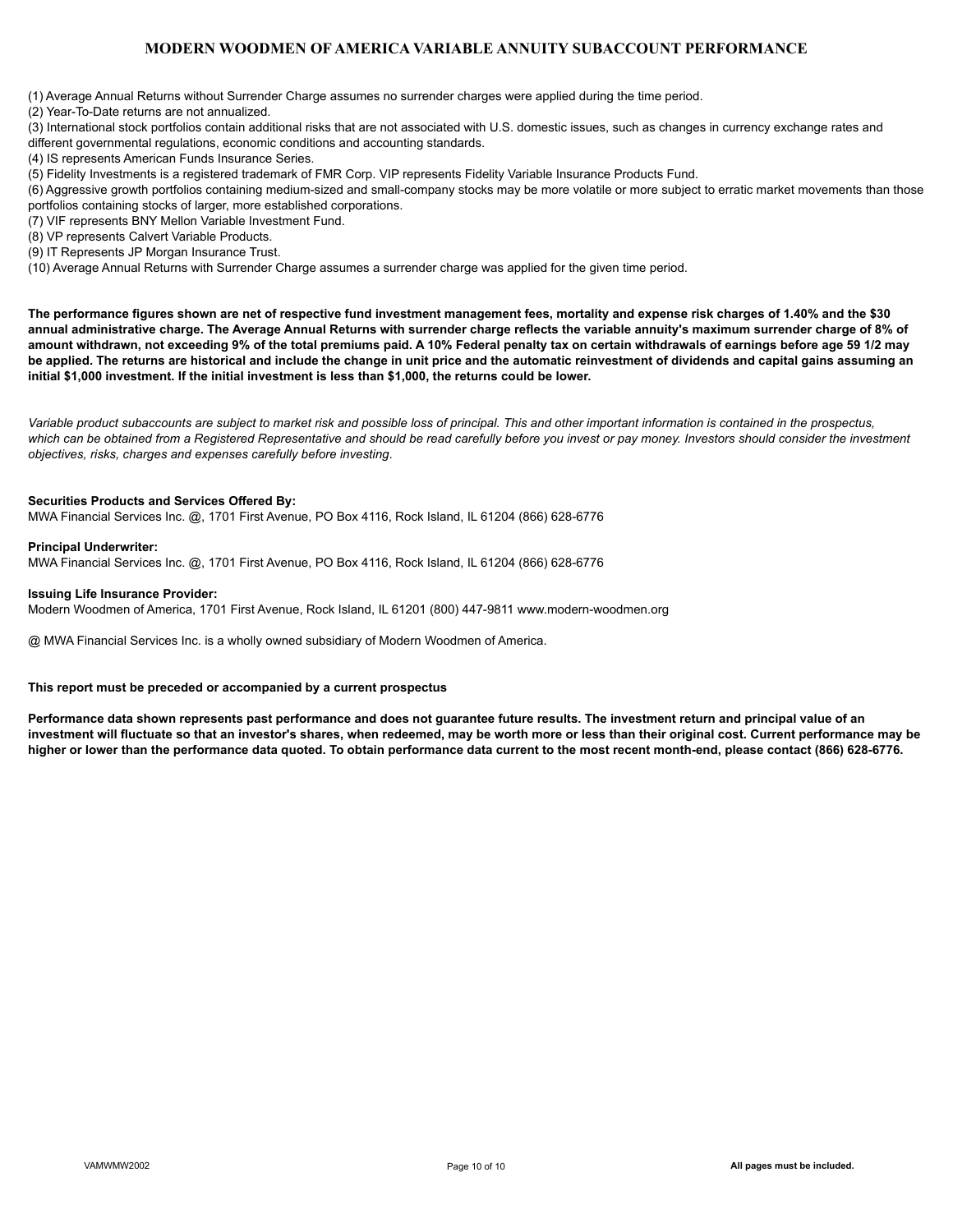# MODERN WOODMEN OF AMERICA VARIABLE ANNUITY SUBACCOUNT PERFORMANCE

(1) Average Annual Returns without Surrender Charge assumes no surrender charges were applied during the time period.
(2) Year-To-Date returns are not annualized.
(3) International stock portfolios contain additional risks that are not associated with U.S. domestic issues, such as changes in currency exchange rates and different governmental regulations, economic conditions and accounting standards.
(4) IS represents American Funds Insurance Series.
(5) Fidelity Investments is a registered trademark of FMR Corp. VIP represents Fidelity Variable Insurance Products Fund.
(6) Aggressive growth portfolios containing medium-sized and small-company stocks may be more volatile or more subject to erratic market movements than those portfolios containing stocks of larger, more established corporations.
(7) VIF represents BNY Mellon Variable Investment Fund.
(8) VP represents Calvert Variable Products.
(9) IT Represents JP Morgan Insurance Trust.
(10) Average Annual Returns with Surrender Charge assumes a surrender charge was applied for the given time period.

**The performance figures shown are net of respective fund investment management fees, mortality and expense risk charges of 1.40% and the $30 annual administrative charge. The Average Annual Returns with surrender charge reflects the variable annuity's maximum surrender charge of 8% of amount withdrawn, not exceeding 9% of the total premiums paid. A 10% Federal penalty tax on certain withdrawals of earnings before age 59 1/2 may be applied. The returns are historical and include the change in unit price and the automatic reinvestment of dividends and capital gains assuming an initial $1,000 investment. If the initial investment is less than $1,000, the returns could be lower.**

*Variable product subaccounts are subject to market risk and possible loss of principal. This and other important information is contained in the prospectus, which can be obtained from a Registered Representative and should be read carefully before you invest or pay money. Investors should consider the investment objectives, risks, charges and expenses carefully before investing.*

**Securities Products and Services Offered By:**
MWA Financial Services Inc. @, 1701 First Avenue, PO Box 4116, Rock Island, IL 61204 (866) 628-6776

**Principal Underwriter:**
MWA Financial Services Inc. @, 1701 First Avenue, PO Box 4116, Rock Island, IL 61204 (866) 628-6776

**Issuing Life Insurance Provider:**
Modern Woodmen of America, 1701 First Avenue, Rock Island, IL 61201 (800) 447-9811 www.modern-woodmen.org

@ MWA Financial Services Inc. is a wholly owned subsidiary of Modern Woodmen of America.

**This report must be preceded or accompanied by a current prospectus**

**Performance data shown represents past performance and does not guarantee future results. The investment return and principal value of an investment will fluctuate so that an investor's shares, when redeemed, may be worth more or less than their original cost. Current performance may be higher or lower than the performance data quoted. To obtain performance data current to the most recent month-end, please contact (866) 628-6776.**

VAMWMW2002

**All pages must be included.**